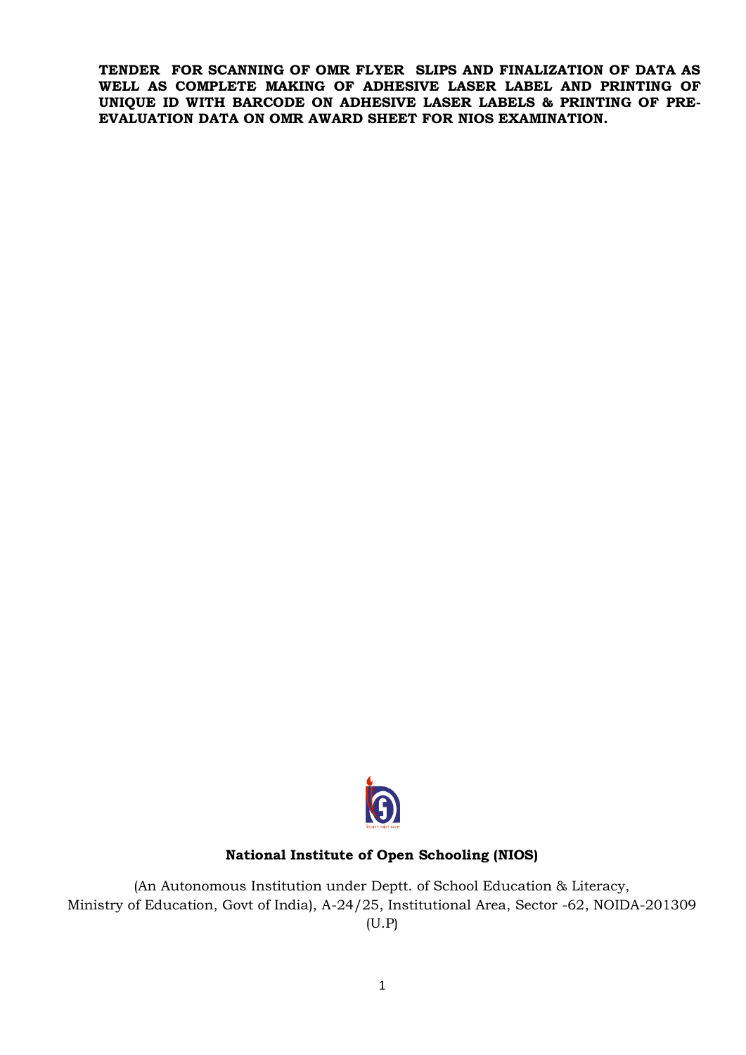**TENDER FOR SCANNING OF OMR FLYER SLIPS AND FINALIZATION OF DATA AS WELL AS COMPLETE MAKING OF ADHESIVE LASER LABEL AND PRINTING OF UNIQUE ID WITH BARCODE ON ADHESIVE LASER LABELS & PRINTING OF PRE-EVALUATION DATA ON OMR AWARD SHEET FOR NIOS EXAMINATION.**

**National Institute of Open Schooling (NIOS)**

(An Autonomous Institution under Deptt. of School Education & Literacy, Ministry of Education, Govt of India), A-24/25, Institutional Area, Sector -62, NOIDA-201309 (U.P)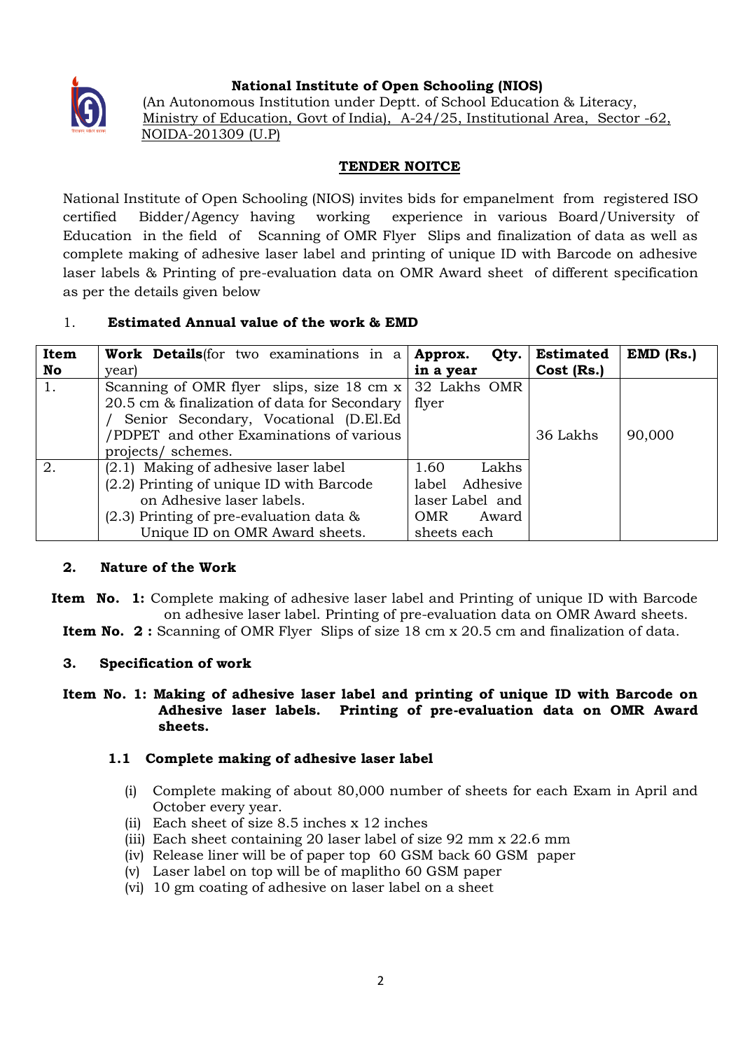**National Institute of Open Schooling (NIOS)**
(An Autonomous Institution under Deptt. of School Education & Literacy, Ministry of Education, Govt of India), A-24/25, Institutional Area, Sector -62, NOIDA-201309 (U.P)

## TENDER NOITCE

National Institute of Open Schooling (NIOS) invites bids for empanelment from registered ISO certified Bidder/Agency having working experience in various Board/University of Education in the field of Scanning of OMR Flyer Slips and finalization of data as well as complete making of adhesive laser label and printing of unique ID with Barcode on adhesive laser labels & Printing of pre-evaluation data on OMR Award sheet of different specification as per the details given below

1. **Estimated Annual value of the work & EMD**

| Item No | Work Details(for two examinations in a year) | Approx. Qty. in a year | Estimated Cost (Rs.) | EMD (Rs.) |
|---|---|---|---|---|
| 1. | Scanning of OMR flyer slips, size 18 cm x 20.5 cm & finalization of data for Secondary / Senior Secondary, Vocational (D.El.Ed /PDPET and other Examinations of various projects/ schemes. | 32 Lakhs OMR flyer | 36 Lakhs | 90,000 |
| 2. | (2.1) Making of adhesive laser label<br>(2.2) Printing of unique ID with Barcode on Adhesive laser labels.<br>(2.3) Printing of pre-evaluation data & Unique ID on OMR Award sheets. | 1.60 Lakhs label Adhesive laser Label and OMR Award sheets each | | |

2. **Nature of the Work**

**Item No. 1:** Complete making of adhesive laser label and Printing of unique ID with Barcode on adhesive laser label. Printing of pre-evaluation data on OMR Award sheets.

**Item No. 2 :** Scanning of OMR Flyer Slips of size 18 cm x 20.5 cm and finalization of data.

3. **Specification of work**

**Item No. 1: Making of adhesive laser label and printing of unique ID with Barcode on Adhesive laser labels. Printing of pre-evaluation data on OMR Award sheets.**

**1.1 Complete making of adhesive laser label**

(i) Complete making of about 80,000 number of sheets for each Exam in April and October every year.
(ii) Each sheet of size 8.5 inches x 12 inches
(iii) Each sheet containing 20 laser label of size 92 mm x 22.6 mm
(iv) Release liner will be of paper top 60 GSM back 60 GSM paper
(v) Laser label on top will be of maplitho 60 GSM paper
(vi) 10 gm coating of adhesive on laser label on a sheet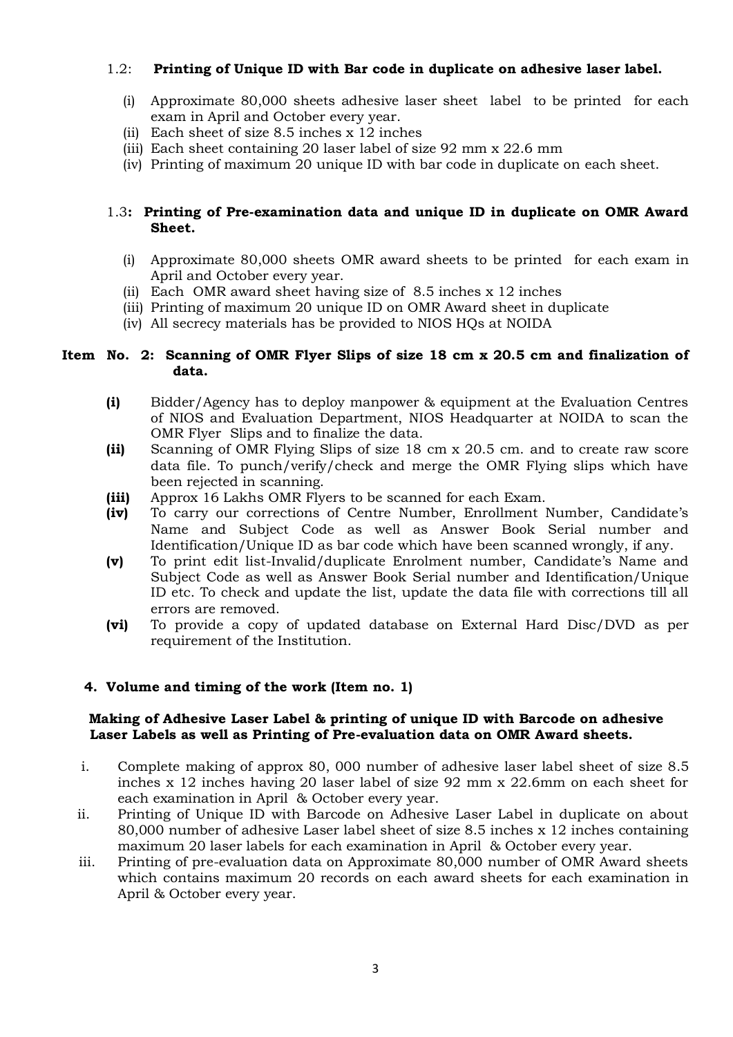1.2: **Printing of Unique ID with Bar code in duplicate on adhesive laser label.**

(i) Approximate 80,000 sheets adhesive laser sheet label to be printed for each exam in April and October every year.
(ii) Each sheet of size 8.5 inches x 12 inches
(iii) Each sheet containing 20 laser label of size 92 mm x 22.6 mm
(iv) Printing of maximum 20 unique ID with bar code in duplicate on each sheet.

1.3**: Printing of Pre-examination data and unique ID in duplicate on OMR Award Sheet.**

(i) Approximate 80,000 sheets OMR award sheets to be printed for each exam in April and October every year.
(ii) Each OMR award sheet having size of 8.5 inches x 12 inches
(iii) Printing of maximum 20 unique ID on OMR Award sheet in duplicate
(iv) All secrecy materials has be provided to NIOS HQs at NOIDA

**Item No. 2: Scanning of OMR Flyer Slips of size 18 cm x 20.5 cm and finalization of data.**

**(i)** Bidder/Agency has to deploy manpower & equipment at the Evaluation Centres of NIOS and Evaluation Department, NIOS Headquarter at NOIDA to scan the OMR Flyer Slips and to finalize the data.
**(ii)** Scanning of OMR Flying Slips of size 18 cm x 20.5 cm. and to create raw score data file. To punch/verify/check and merge the OMR Flying slips which have been rejected in scanning.
**(iii)** Approx 16 Lakhs OMR Flyers to be scanned for each Exam.
**(iv)** To carry our corrections of Centre Number, Enrollment Number, Candidate's Name and Subject Code as well as Answer Book Serial number and Identification/Unique ID as bar code which have been scanned wrongly, if any.
**(v)** To print edit list-Invalid/duplicate Enrolment number, Candidate's Name and Subject Code as well as Answer Book Serial number and Identification/Unique ID etc. To check and update the list, update the data file with corrections till all errors are removed.
**(vi)** To provide a copy of updated database on External Hard Disc/DVD as per requirement of the Institution.

**4. Volume and timing of the work (Item no. 1)**

**Making of Adhesive Laser Label & printing of unique ID with Barcode on adhesive Laser Labels as well as Printing of Pre-evaluation data on OMR Award sheets.**

i. Complete making of approx 80, 000 number of adhesive laser label sheet of size 8.5 inches x 12 inches having 20 laser label of size 92 mm x 22.6mm on each sheet for each examination in April & October every year.
ii. Printing of Unique ID with Barcode on Adhesive Laser Label in duplicate on about 80,000 number of adhesive Laser label sheet of size 8.5 inches x 12 inches containing maximum 20 laser labels for each examination in April & October every year.
iii. Printing of pre-evaluation data on Approximate 80,000 number of OMR Award sheets which contains maximum 20 records on each award sheets for each examination in April & October every year.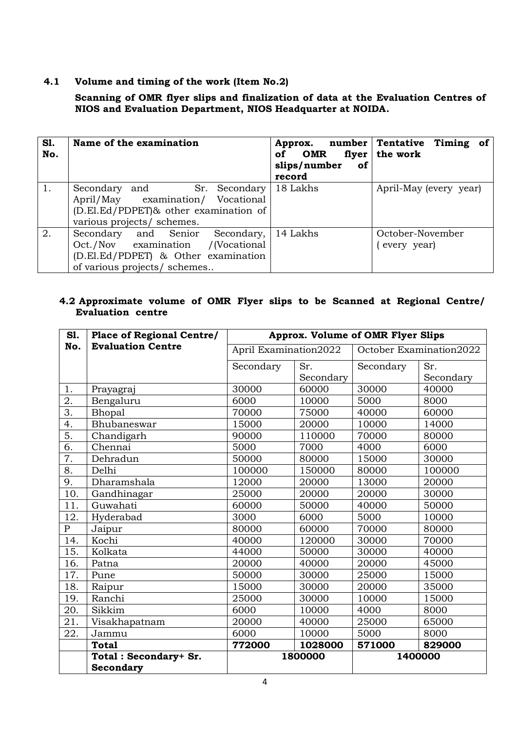## 4.1 Volume and timing of the work (Item No.2)

**Scanning of OMR flyer slips and finalization of data at the Evaluation Centres of NIOS and Evaluation Department, NIOS Headquarter at NOIDA.**

| Sl. No. | Name of the examination | Approx. number of OMR flyer slips/number of record | Tentative Timing of the work |
|---|---|---|---|
| 1. | Secondary and Sr. Secondary April/May examination/ Vocational (D.El.Ed/PDPET)& other examination of various projects/ schemes. | 18 Lakhs | April-May (every year) |
| 2. | Secondary and Senior Secondary, Oct./Nov examination /(Vocational (D.El.Ed/PDPET) & Other examination of various projects/ schemes.. | 14 Lakhs | October-November ( every year) |

## 4.2 Approximate volume of OMR Flyer slips to be Scanned at Regional Centre/ Evaluation centre

| Sl. No. | Place of Regional Centre/ Evaluation Centre | Approx. Volume of OMR Flyer Slips | | | |
|---|---|---|---|---|---|
| | | April Examination2022 | | October Examination2022 | |
| | | Secondary | Sr. Secondary | Secondary | Sr. Secondary |
| 1. | Prayagraj | 30000 | 60000 | 30000 | 40000 |
| 2. | Bengaluru | 6000 | 10000 | 5000 | 8000 |
| 3. | Bhopal | 70000 | 75000 | 40000 | 60000 |
| 4. | Bhubaneswar | 15000 | 20000 | 10000 | 14000 |
| 5. | Chandigarh | 90000 | 110000 | 70000 | 80000 |
| 6. | Chennai | 5000 | 7000 | 4000 | 6000 |
| 7. | Dehradun | 50000 | 80000 | 15000 | 30000 |
| 8. | Delhi | 100000 | 150000 | 80000 | 100000 |
| 9. | Dharamshala | 12000 | 20000 | 13000 | 20000 |
| 10. | Gandhinagar | 25000 | 20000 | 20000 | 30000 |
| 11. | Guwahati | 60000 | 50000 | 40000 | 50000 |
| 12. | Hyderabad | 3000 | 6000 | 5000 | 10000 |
| P | Jaipur | 80000 | 60000 | 70000 | 80000 |
| 14. | Kochi | 40000 | 120000 | 30000 | 70000 |
| 15. | Kolkata | 44000 | 50000 | 30000 | 40000 |
| 16. | Patna | 20000 | 40000 | 20000 | 45000 |
| 17. | Pune | 50000 | 30000 | 25000 | 15000 |
| 18. | Raipur | 15000 | 30000 | 20000 | 35000 |
| 19. | Ranchi | 25000 | 30000 | 10000 | 15000 |
| 20. | Sikkim | 6000 | 10000 | 4000 | 8000 |
| 21. | Visakhapatnam | 20000 | 40000 | 25000 | 65000 |
| 22. | Jammu | 6000 | 10000 | 5000 | 8000 |
| | **Total** | **772000** | **1028000** | **571000** | **829000** |
| | **Total : Secondary+ Sr. Secondary** | **1800000** | | **1400000** | |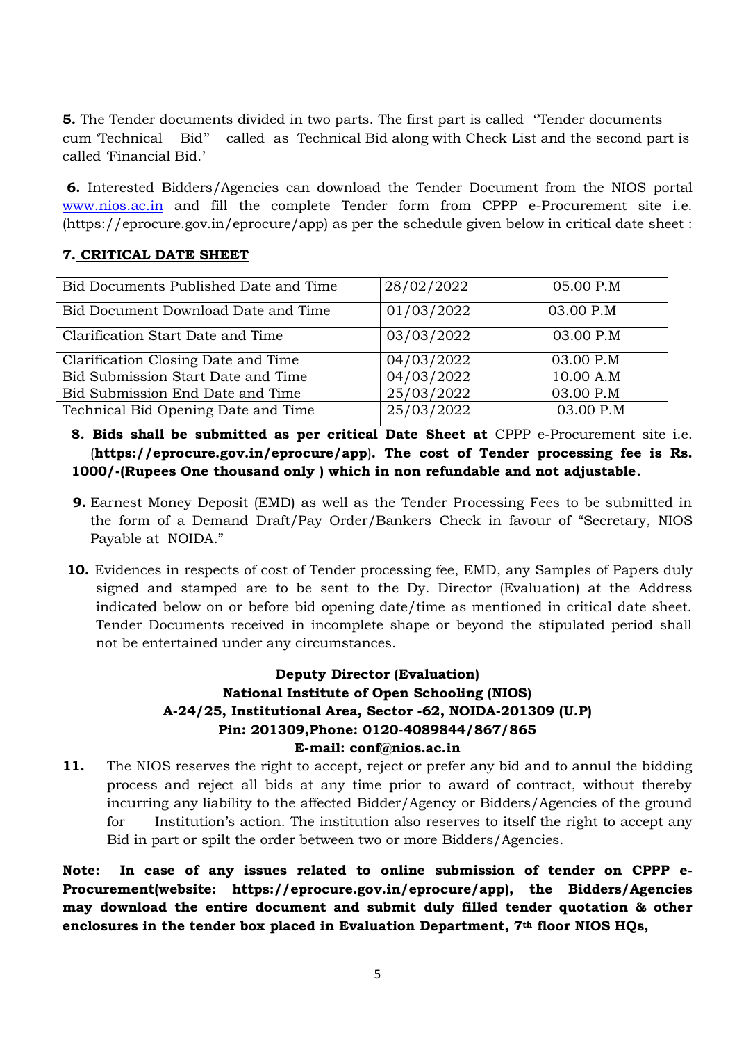**5.** The Tender documents divided in two parts. The first part is called 'Tender documents cum 'Technical Bid" called as Technical Bid along with Check List and the second part is called 'Financial Bid.'

**6.** Interested Bidders/Agencies can download the Tender Document from the NIOS portal www.nios.ac.in and fill the complete Tender form from CPPP e-Procurement site i.e. (https://eprocure.gov.in/eprocure/app) as per the schedule given below in critical date sheet :

**7. CRITICAL DATE SHEET**

| | | |
|---|---|---|
| Bid Documents Published Date and Time | 28/02/2022 | 05.00 P.M |
| Bid Document Download Date and Time | 01/03/2022 | 03.00 P.M |
| Clarification Start Date and Time | 03/03/2022 | 03.00 P.M |
| Clarification Closing Date and Time | 04/03/2022 | 03.00 P.M |
| Bid Submission Start Date and Time | 04/03/2022 | 10.00 A.M |
| Bid Submission End Date and Time | 25/03/2022 | 03.00 P.M |
| Technical Bid Opening Date and Time | 25/03/2022 | 03.00 P.M |

**8. Bids shall be submitted as per critical Date Sheet at** CPPP e-Procurement site i.e. (**https://eprocure.gov.in/eprocure/app**). **The cost of Tender processing fee is Rs. 1000/-(Rupees One thousand only ) which in non refundable and not adjustable.**

**9.** Earnest Money Deposit (EMD) as well as the Tender Processing Fees to be submitted in the form of a Demand Draft/Pay Order/Bankers Check in favour of "Secretary, NIOS Payable at NOIDA."

**10.** Evidences in respects of cost of Tender processing fee, EMD, any Samples of Papers duly signed and stamped are to be sent to the Dy. Director (Evaluation) at the Address indicated below on or before bid opening date/time as mentioned in critical date sheet. Tender Documents received in incomplete shape or beyond the stipulated period shall not be entertained under any circumstances.

**Deputy Director (Evaluation)**
**National Institute of Open Schooling (NIOS)**
**A-24/25, Institutional Area, Sector -62, NOIDA-201309 (U.P)**
**Pin: 201309,Phone: 0120-4089844/867/865**
**E-mail: conf@nios.ac.in**

**11.** The NIOS reserves the right to accept, reject or prefer any bid and to annul the bidding process and reject all bids at any time prior to award of contract, without thereby incurring any liability to the affected Bidder/Agency or Bidders/Agencies of the ground for Institution's action. The institution also reserves to itself the right to accept any Bid in part or spilt the order between two or more Bidders/Agencies.

**Note: In case of any issues related to online submission of tender on CPPP e-Procurement(website: https://eprocure.gov.in/eprocure/app), the Bidders/Agencies may download the entire document and submit duly filled tender quotation & other enclosures in the tender box placed in Evaluation Department, 7th floor NIOS HQs,**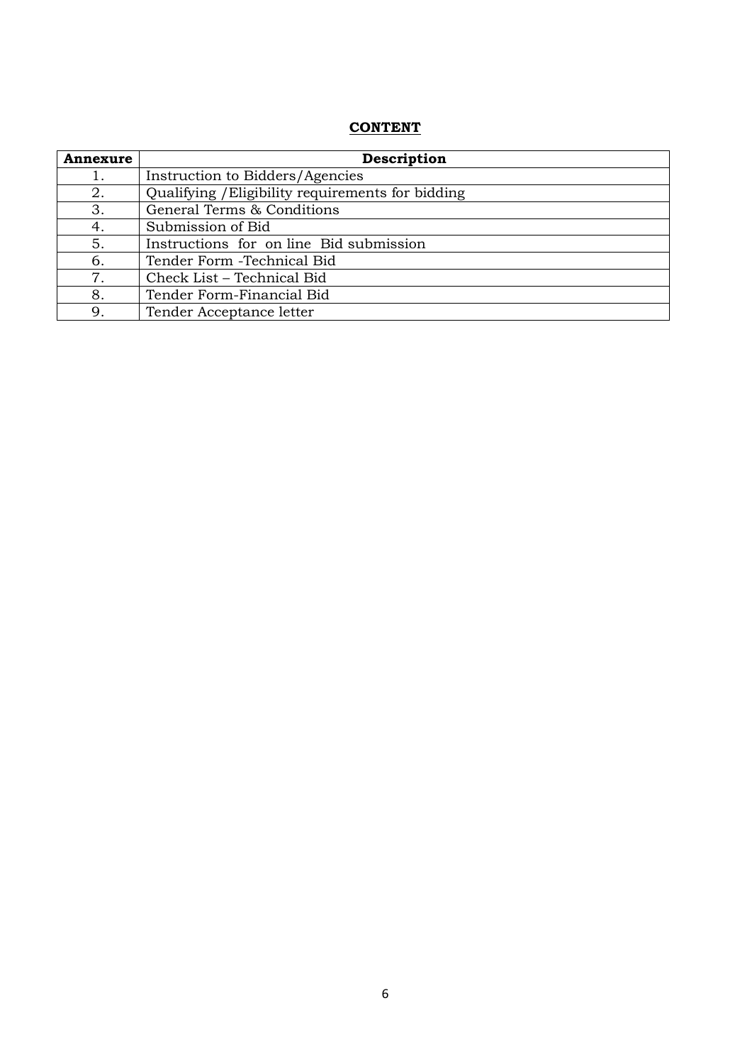## **CONTENT**

| **Annexure** | **Description** |
|---|---|
| 1. | Instruction to Bidders/Agencies |
| 2. | Qualifying /Eligibility requirements for bidding |
| 3. | General Terms & Conditions |
| 4. | Submission of Bid |
| 5. | Instructions for on line Bid submission |
| 6. | Tender Form -Technical Bid |
| 7. | Check List – Technical Bid |
| 8. | Tender Form-Financial Bid |
| 9. | Tender Acceptance letter |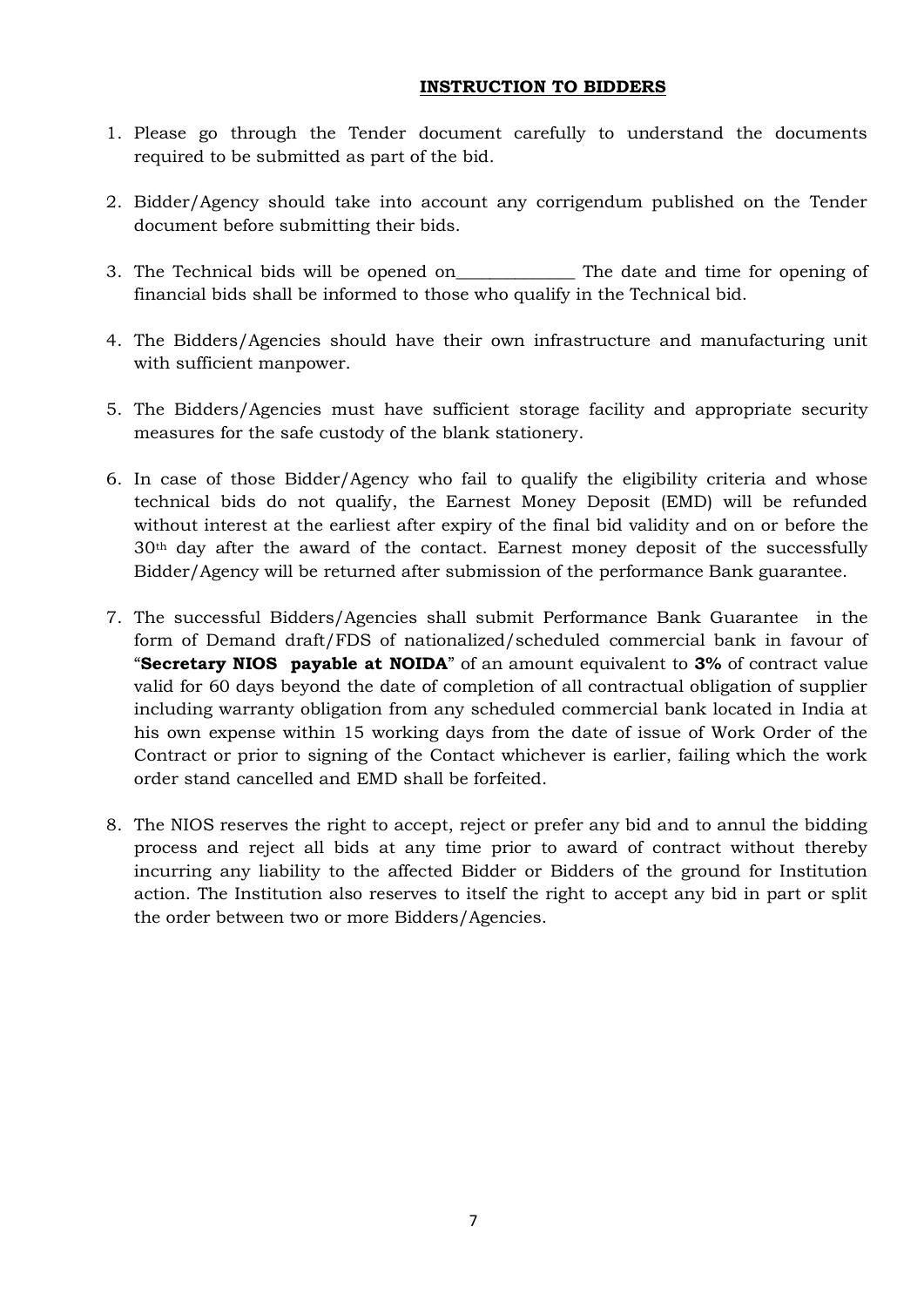## INSTRUCTION TO BIDDERS

1. Please go through the Tender document carefully to understand the documents required to be submitted as part of the bid.

2. Bidder/Agency should take into account any corrigendum published on the Tender document before submitting their bids.

3. The Technical bids will be opened on______________ The date and time for opening of financial bids shall be informed to those who qualify in the Technical bid.

4. The Bidders/Agencies should have their own infrastructure and manufacturing unit with sufficient manpower.

5. The Bidders/Agencies must have sufficient storage facility and appropriate security measures for the safe custody of the blank stationery.

6. In case of those Bidder/Agency who fail to qualify the eligibility criteria and whose technical bids do not qualify, the Earnest Money Deposit (EMD) will be refunded without interest at the earliest after expiry of the final bid validity and on or before the 30th day after the award of the contact. Earnest money deposit of the successfully Bidder/Agency will be returned after submission of the performance Bank guarantee.

7. The successful Bidders/Agencies shall submit Performance Bank Guarantee in the form of Demand draft/FDS of nationalized/scheduled commercial bank in favour of "**Secretary NIOS payable at NOIDA**" of an amount equivalent to **3%** of contract value valid for 60 days beyond the date of completion of all contractual obligation of supplier including warranty obligation from any scheduled commercial bank located in India at his own expense within 15 working days from the date of issue of Work Order of the Contract or prior to signing of the Contact whichever is earlier, failing which the work order stand cancelled and EMD shall be forfeited.

8. The NIOS reserves the right to accept, reject or prefer any bid and to annul the bidding process and reject all bids at any time prior to award of contract without thereby incurring any liability to the affected Bidder or Bidders of the ground for Institution action. The Institution also reserves to itself the right to accept any bid in part or split the order between two or more Bidders/Agencies.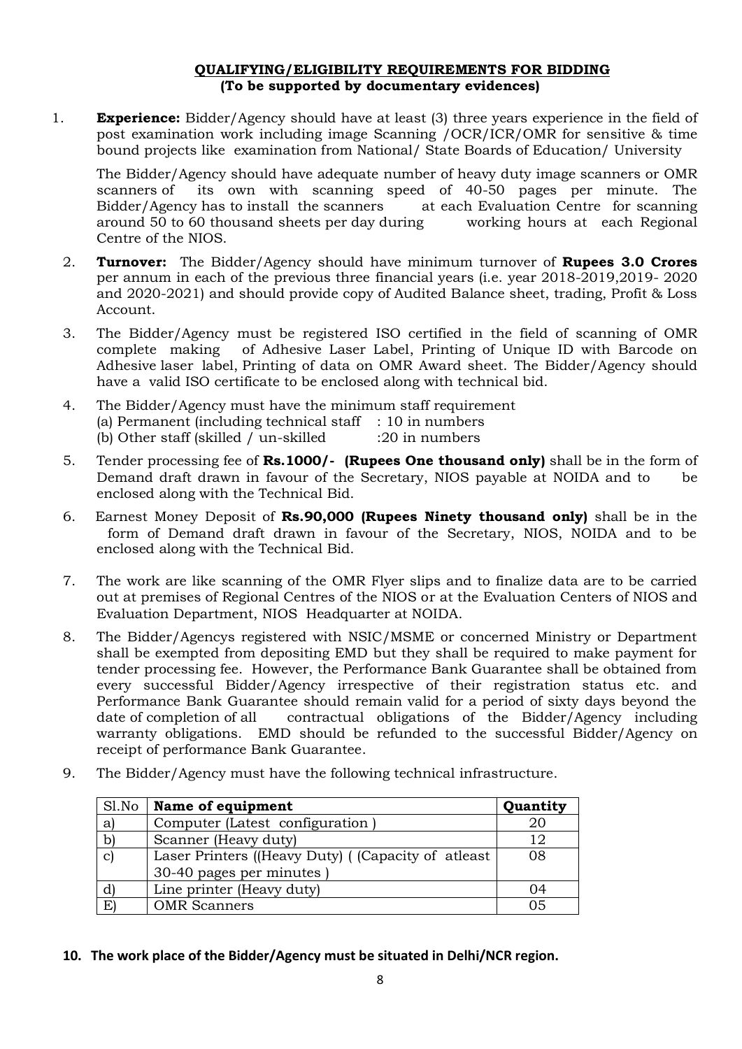## QUALIFYING/ELIGIBILITY REQUIREMENTS FOR BIDDING
**(To be supported by documentary evidences)**

1. **Experience:** Bidder/Agency should have at least (3) three years experience in the field of post examination work including image Scanning /OCR/ICR/OMR for sensitive & time bound projects like examination from National/ State Boards of Education/ University

   The Bidder/Agency should have adequate number of heavy duty image scanners or OMR scanners of its own with scanning speed of 40-50 pages per minute. The Bidder/Agency has to install the scanners at each Evaluation Centre for scanning around 50 to 60 thousand sheets per day during working hours at each Regional Centre of the NIOS.

2. **Turnover:** The Bidder/Agency should have minimum turnover of **Rupees 3.0 Crores** per annum in each of the previous three financial years (i.e. year 2018-2019,2019- 2020 and 2020-2021) and should provide copy of Audited Balance sheet, trading, Profit & Loss Account.

3. The Bidder/Agency must be registered ISO certified in the field of scanning of OMR complete making of Adhesive Laser Label, Printing of Unique ID with Barcode on Adhesive laser label, Printing of data on OMR Award sheet. The Bidder/Agency should have a valid ISO certificate to be enclosed along with technical bid.

4. The Bidder/Agency must have the minimum staff requirement
   (a) Permanent (including technical staff : 10 in numbers
   (b) Other staff (skilled / un-skilled :20 in numbers

5. Tender processing fee of **Rs.1000/- (Rupees One thousand only)** shall be in the form of Demand draft drawn in favour of the Secretary, NIOS payable at NOIDA and to be enclosed along with the Technical Bid.

6. Earnest Money Deposit of **Rs.90,000 (Rupees Ninety thousand only)** shall be in the form of Demand draft drawn in favour of the Secretary, NIOS, NOIDA and to be enclosed along with the Technical Bid.

7. The work are like scanning of the OMR Flyer slips and to finalize data are to be carried out at premises of Regional Centres of the NIOS or at the Evaluation Centers of NIOS and Evaluation Department, NIOS Headquarter at NOIDA.

8. The Bidder/Agencys registered with NSIC/MSME or concerned Ministry or Department shall be exempted from depositing EMD but they shall be required to make payment for tender processing fee. However, the Performance Bank Guarantee shall be obtained from every successful Bidder/Agency irrespective of their registration status etc. and Performance Bank Guarantee should remain valid for a period of sixty days beyond the date of completion of all contractual obligations of the Bidder/Agency including warranty obligations. EMD should be refunded to the successful Bidder/Agency on receipt of performance Bank Guarantee.

9. The Bidder/Agency must have the following technical infrastructure.

| Sl.No | **Name of equipment** | **Quantity** |
|---|---|---|
| a) | Computer (Latest configuration ) | 20 |
| b) | Scanner (Heavy duty) | 12 |
| c) | Laser Printers ((Heavy Duty) ( (Capacity of atleast 30-40 pages per minutes ) | 08 |
| d) | Line printer (Heavy duty) | 04 |
| E) | OMR Scanners | 05 |

10. **The work place of the Bidder/Agency must be situated in Delhi/NCR region.**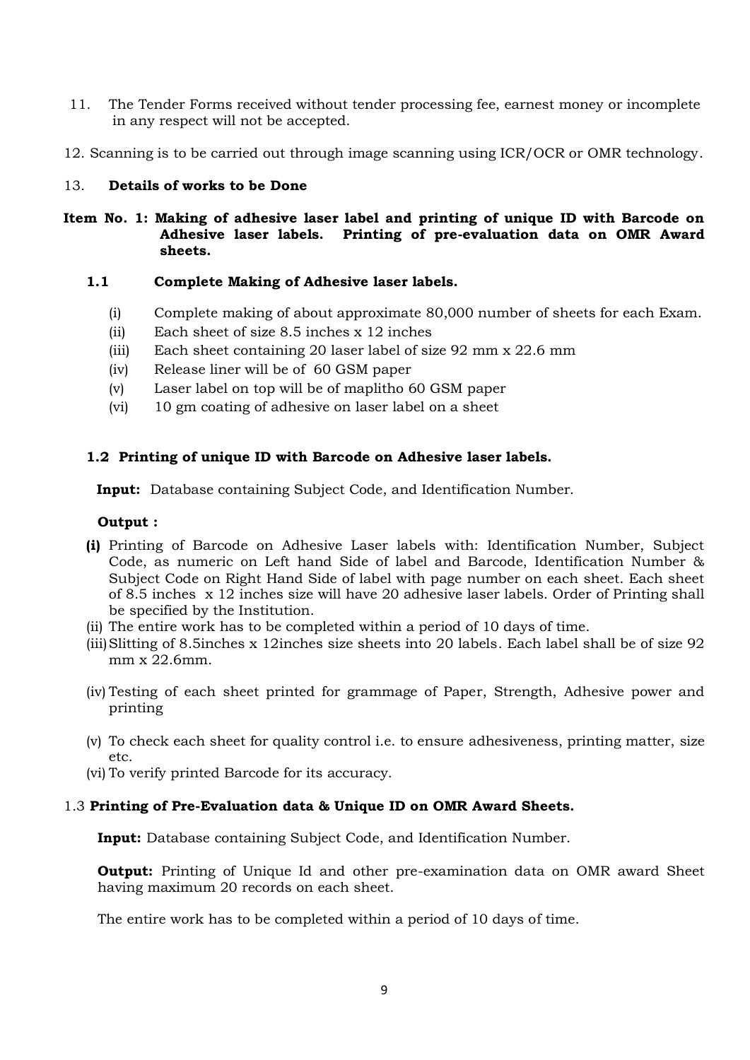11. The Tender Forms received without tender processing fee, earnest money or incomplete in any respect will not be accepted.

12. Scanning is to be carried out through image scanning using ICR/OCR or OMR technology.

13. **Details of works to be Done**

**Item No. 1: Making of adhesive laser label and printing of unique ID with Barcode on Adhesive laser labels. Printing of pre-evaluation data on OMR Award sheets.**

**1.1 Complete Making of Adhesive laser labels.**

(i) Complete making of about approximate 80,000 number of sheets for each Exam.
(ii) Each sheet of size 8.5 inches x 12 inches
(iii) Each sheet containing 20 laser label of size 92 mm x 22.6 mm
(iv) Release liner will be of 60 GSM paper
(v) Laser label on top will be of maplitho 60 GSM paper
(vi) 10 gm coating of adhesive on laser label on a sheet

**1.2 Printing of unique ID with Barcode on Adhesive laser labels.**

**Input:** Database containing Subject Code, and Identification Number.

**Output :**

**(i)** Printing of Barcode on Adhesive Laser labels with: Identification Number, Subject Code, as numeric on Left hand Side of label and Barcode, Identification Number & Subject Code on Right Hand Side of label with page number on each sheet. Each sheet of 8.5 inches x 12 inches size will have 20 adhesive laser labels. Order of Printing shall be specified by the Institution.
(ii) The entire work has to be completed within a period of 10 days of time.
(iii) Slitting of 8.5inches x 12inches size sheets into 20 labels. Each label shall be of size 92 mm x 22.6mm.
(iv) Testing of each sheet printed for grammage of Paper, Strength, Adhesive power and printing
(v) To check each sheet for quality control i.e. to ensure adhesiveness, printing matter, size etc.
(vi) To verify printed Barcode for its accuracy.

1.3 **Printing of Pre-Evaluation data & Unique ID on OMR Award Sheets.**

**Input:** Database containing Subject Code, and Identification Number.

**Output:** Printing of Unique Id and other pre-examination data on OMR award Sheet having maximum 20 records on each sheet.

The entire work has to be completed within a period of 10 days of time.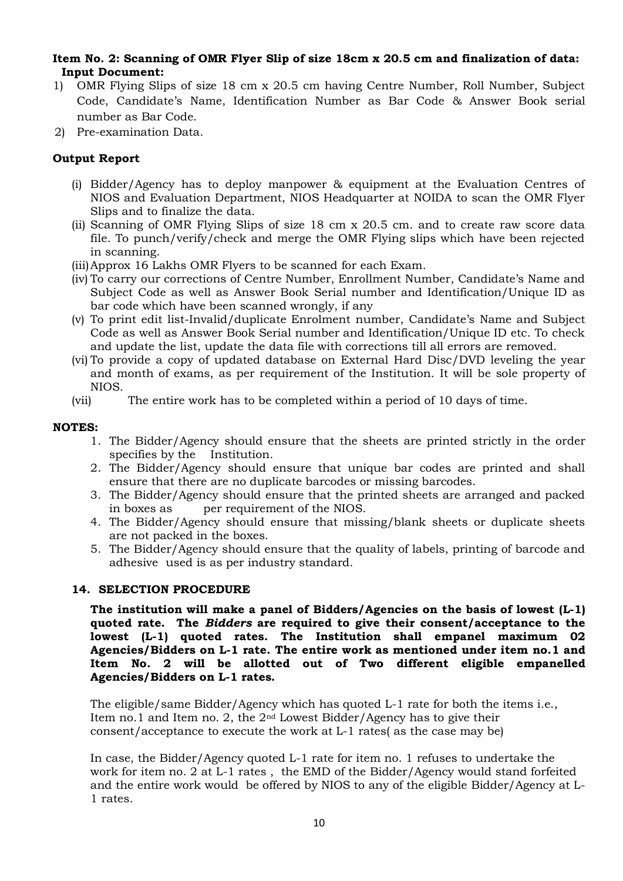**Item No. 2: Scanning of OMR Flyer Slip of size 18cm x 20.5 cm and finalization of data:**
**Input Document:**

1) OMR Flying Slips of size 18 cm x 20.5 cm having Centre Number, Roll Number, Subject Code, Candidate's Name, Identification Number as Bar Code & Answer Book serial number as Bar Code.
2) Pre-examination Data.

**Output Report**

(i) Bidder/Agency has to deploy manpower & equipment at the Evaluation Centres of NIOS and Evaluation Department, NIOS Headquarter at NOIDA to scan the OMR Flyer Slips and to finalize the data.

(ii) Scanning of OMR Flying Slips of size 18 cm x 20.5 cm. and to create raw score data file. To punch/verify/check and merge the OMR Flying slips which have been rejected in scanning.

(iii) Approx 16 Lakhs OMR Flyers to be scanned for each Exam.

(iv) To carry our corrections of Centre Number, Enrollment Number, Candidate's Name and Subject Code as well as Answer Book Serial number and Identification/Unique ID as bar code which have been scanned wrongly, if any

(v) To print edit list-Invalid/duplicate Enrolment number, Candidate's Name and Subject Code as well as Answer Book Serial number and Identification/Unique ID etc. To check and update the list, update the data file with corrections till all errors are removed.

(vi) To provide a copy of updated database on External Hard Disc/DVD leveling the year and month of exams, as per requirement of the Institution. It will be sole property of NIOS.

(vii) The entire work has to be completed within a period of 10 days of time.

**NOTES:**

1. The Bidder/Agency should ensure that the sheets are printed strictly in the order specifies by the Institution.
2. The Bidder/Agency should ensure that unique bar codes are printed and shall ensure that there are no duplicate barcodes or missing barcodes.
3. The Bidder/Agency should ensure that the printed sheets are arranged and packed in boxes as per requirement of the NIOS.
4. The Bidder/Agency should ensure that missing/blank sheets or duplicate sheets are not packed in the boxes.
5. The Bidder/Agency should ensure that the quality of labels, printing of barcode and adhesive used is as per industry standard.

### 14. SELECTION PROCEDURE

**The institution will make a panel of Bidders/Agencies on the basis of lowest (L-1) quoted rate. The *Bidders* are required to give their consent/acceptance to the lowest (L-1) quoted rates. The Institution shall empanel maximum 02 Agencies/Bidders on L-1 rate. The entire work as mentioned under item no.1 and Item No. 2 will be allotted out of Two different eligible empanelled Agencies/Bidders on L-1 rates.**

The eligible/same Bidder/Agency which has quoted L-1 rate for both the items i.e., Item no.1 and Item no. 2, the 2nd Lowest Bidder/Agency has to give their consent/acceptance to execute the work at L-1 rates( as the case may be)

In case, the Bidder/Agency quoted L-1 rate for item no. 1 refuses to undertake the work for item no. 2 at L-1 rates , the EMD of the Bidder/Agency would stand forfeited and the entire work would be offered by NIOS to any of the eligible Bidder/Agency at L-1 rates.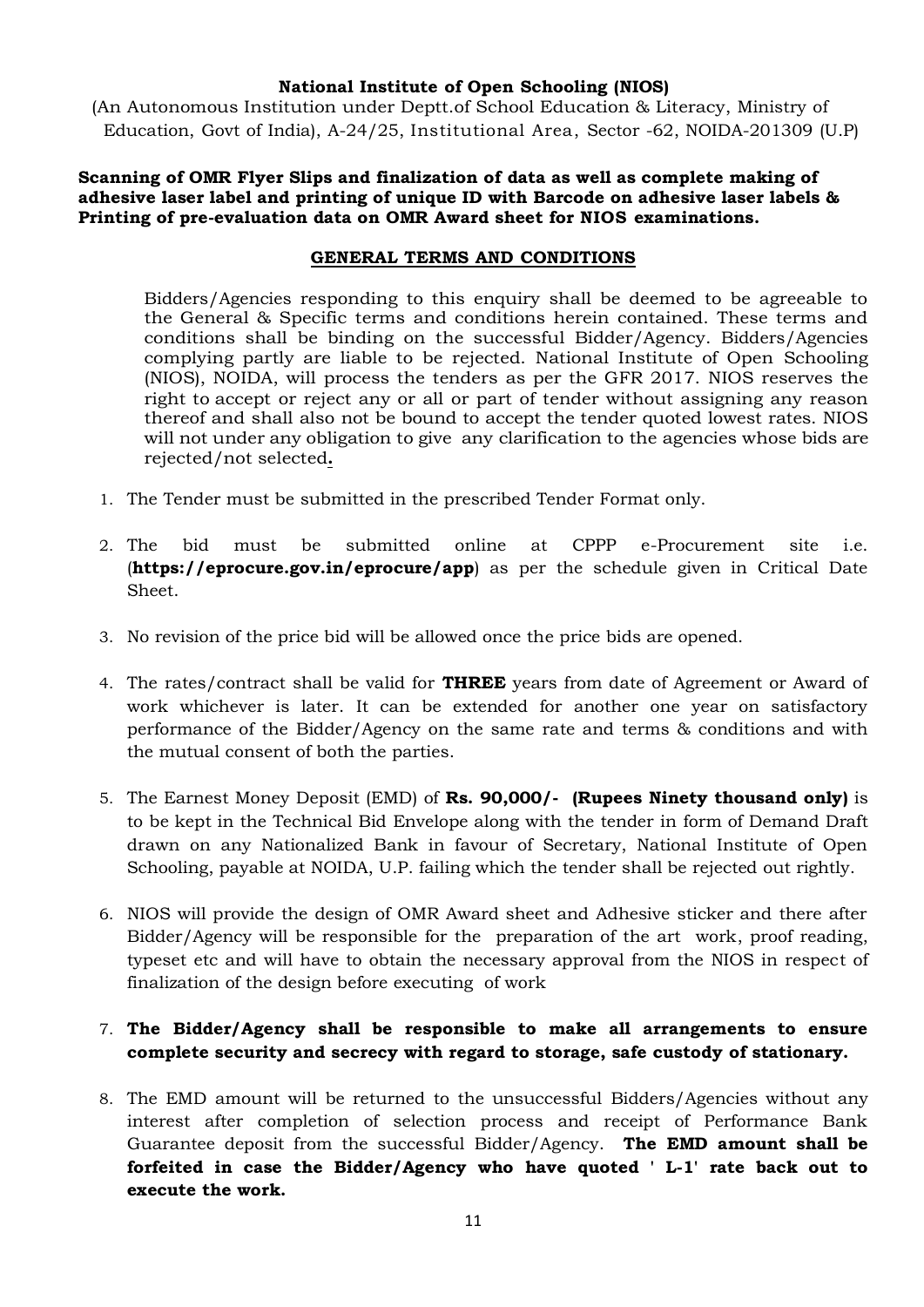**National Institute of Open Schooling (NIOS)**

(An Autonomous Institution under Deptt.of School Education & Literacy, Ministry of Education, Govt of India), A-24/25, Institutional Area, Sector -62, NOIDA-201309 (U.P)

**Scanning of OMR Flyer Slips and finalization of data as well as complete making of adhesive laser label and printing of unique ID with Barcode on adhesive laser labels & Printing of pre-evaluation data on OMR Award sheet for NIOS examinations.**

## GENERAL TERMS AND CONDITIONS

Bidders/Agencies responding to this enquiry shall be deemed to be agreeable to the General & Specific terms and conditions herein contained. These terms and conditions shall be binding on the successful Bidder/Agency. Bidders/Agencies complying partly are liable to be rejected. National Institute of Open Schooling (NIOS), NOIDA, will process the tenders as per the GFR 2017. NIOS reserves the right to accept or reject any or all or part of tender without assigning any reason thereof and shall also not be bound to accept the tender quoted lowest rates. NIOS will not under any obligation to give any clarification to the agencies whose bids are rejected/not selected**.**

1. The Tender must be submitted in the prescribed Tender Format only.
2. The bid must be submitted online at CPPP e-Procurement site i.e. (**https://eprocure.gov.in/eprocure/app**) as per the schedule given in Critical Date Sheet.
3. No revision of the price bid will be allowed once the price bids are opened.
4. The rates/contract shall be valid for **THREE** years from date of Agreement or Award of work whichever is later. It can be extended for another one year on satisfactory performance of the Bidder/Agency on the same rate and terms & conditions and with the mutual consent of both the parties.
5. The Earnest Money Deposit (EMD) of **Rs. 90,000/- (Rupees Ninety thousand only)** is to be kept in the Technical Bid Envelope along with the tender in form of Demand Draft drawn on any Nationalized Bank in favour of Secretary, National Institute of Open Schooling, payable at NOIDA, U.P. failing which the tender shall be rejected out rightly.
6. NIOS will provide the design of OMR Award sheet and Adhesive sticker and there after Bidder/Agency will be responsible for the preparation of the art work, proof reading, typeset etc and will have to obtain the necessary approval from the NIOS in respect of finalization of the design before executing of work
7. **The Bidder/Agency shall be responsible to make all arrangements to ensure complete security and secrecy with regard to storage, safe custody of stationary.**
8. The EMD amount will be returned to the unsuccessful Bidders/Agencies without any interest after completion of selection process and receipt of Performance Bank Guarantee deposit from the successful Bidder/Agency. **The EMD amount shall be forfeited in case the Bidder/Agency who have quoted ' L-1' rate back out to execute the work.**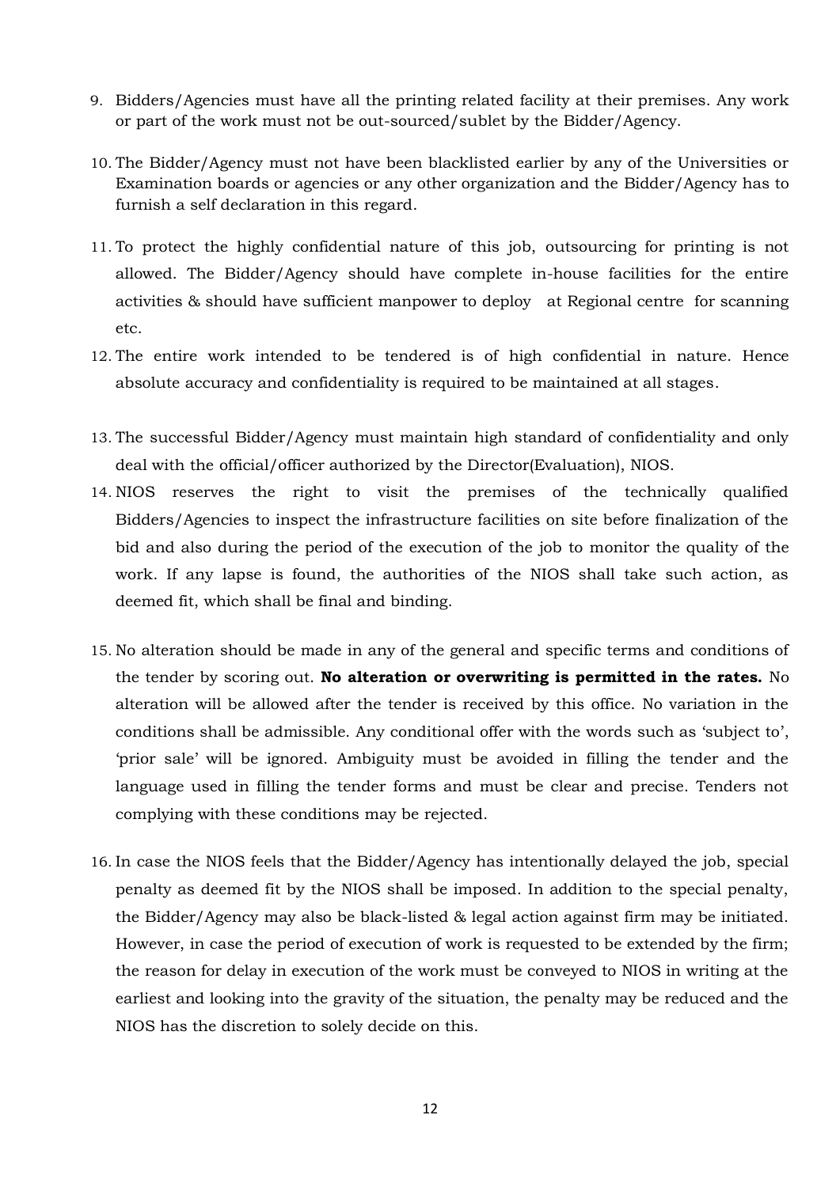9. Bidders/Agencies must have all the printing related facility at their premises. Any work or part of the work must not be out-sourced/sublet by the Bidder/Agency.

10. The Bidder/Agency must not have been blacklisted earlier by any of the Universities or Examination boards or agencies or any other organization and the Bidder/Agency has to furnish a self declaration in this regard.

11. To protect the highly confidential nature of this job, outsourcing for printing is not allowed. The Bidder/Agency should have complete in-house facilities for the entire activities & should have sufficient manpower to deploy at Regional centre for scanning etc.

12. The entire work intended to be tendered is of high confidential in nature. Hence absolute accuracy and confidentiality is required to be maintained at all stages.

13. The successful Bidder/Agency must maintain high standard of confidentiality and only deal with the official/officer authorized by the Director(Evaluation), NIOS.

14. NIOS reserves the right to visit the premises of the technically qualified Bidders/Agencies to inspect the infrastructure facilities on site before finalization of the bid and also during the period of the execution of the job to monitor the quality of the work. If any lapse is found, the authorities of the NIOS shall take such action, as deemed fit, which shall be final and binding.

15. No alteration should be made in any of the general and specific terms and conditions of the tender by scoring out. **No alteration or overwriting is permitted in the rates.** No alteration will be allowed after the tender is received by this office. No variation in the conditions shall be admissible. Any conditional offer with the words such as 'subject to', 'prior sale' will be ignored. Ambiguity must be avoided in filling the tender and the language used in filling the tender forms and must be clear and precise. Tenders not complying with these conditions may be rejected.

16. In case the NIOS feels that the Bidder/Agency has intentionally delayed the job, special penalty as deemed fit by the NIOS shall be imposed. In addition to the special penalty, the Bidder/Agency may also be black-listed & legal action against firm may be initiated. However, in case the period of execution of work is requested to be extended by the firm; the reason for delay in execution of the work must be conveyed to NIOS in writing at the earliest and looking into the gravity of the situation, the penalty may be reduced and the NIOS has the discretion to solely decide on this.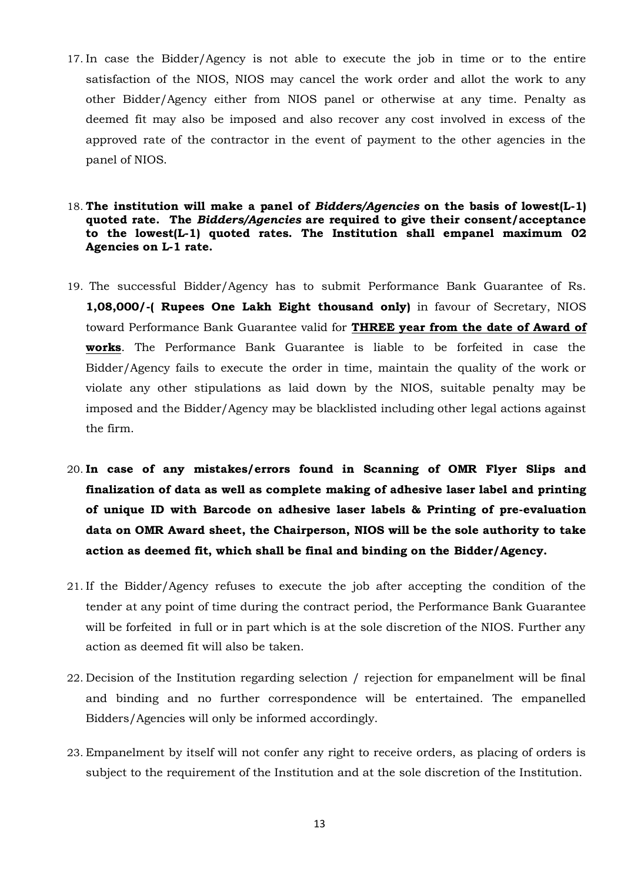17. In case the Bidder/Agency is not able to execute the job in time or to the entire satisfaction of the NIOS, NIOS may cancel the work order and allot the work to any other Bidder/Agency either from NIOS panel or otherwise at any time. Penalty as deemed fit may also be imposed and also recover any cost involved in excess of the approved rate of the contractor in the event of payment to the other agencies in the panel of NIOS.

18. **The institution will make a panel of *Bidders/Agencies* on the basis of lowest(L-1) quoted rate. The *Bidders/Agencies* are required to give their consent/acceptance to the lowest(L-1) quoted rates. The Institution shall empanel maximum 02 Agencies on L-1 rate.**

19. The successful Bidder/Agency has to submit Performance Bank Guarantee of Rs. **1,08,000/-( Rupees One Lakh Eight thousand only)** in favour of Secretary, NIOS toward Performance Bank Guarantee valid for **<u>THREE year from the date of Award of works</u>**. The Performance Bank Guarantee is liable to be forfeited in case the Bidder/Agency fails to execute the order in time, maintain the quality of the work or violate any other stipulations as laid down by the NIOS, suitable penalty may be imposed and the Bidder/Agency may be blacklisted including other legal actions against the firm.

20. **In case of any mistakes/errors found in Scanning of OMR Flyer Slips and finalization of data as well as complete making of adhesive laser label and printing of unique ID with Barcode on adhesive laser labels & Printing of pre-evaluation data on OMR Award sheet, the Chairperson, NIOS will be the sole authority to take action as deemed fit, which shall be final and binding on the Bidder/Agency.**

21. If the Bidder/Agency refuses to execute the job after accepting the condition of the tender at any point of time during the contract period, the Performance Bank Guarantee will be forfeited in full or in part which is at the sole discretion of the NIOS. Further any action as deemed fit will also be taken.

22. Decision of the Institution regarding selection / rejection for empanelment will be final and binding and no further correspondence will be entertained. The empanelled Bidders/Agencies will only be informed accordingly.

23. Empanelment by itself will not confer any right to receive orders, as placing of orders is subject to the requirement of the Institution and at the sole discretion of the Institution.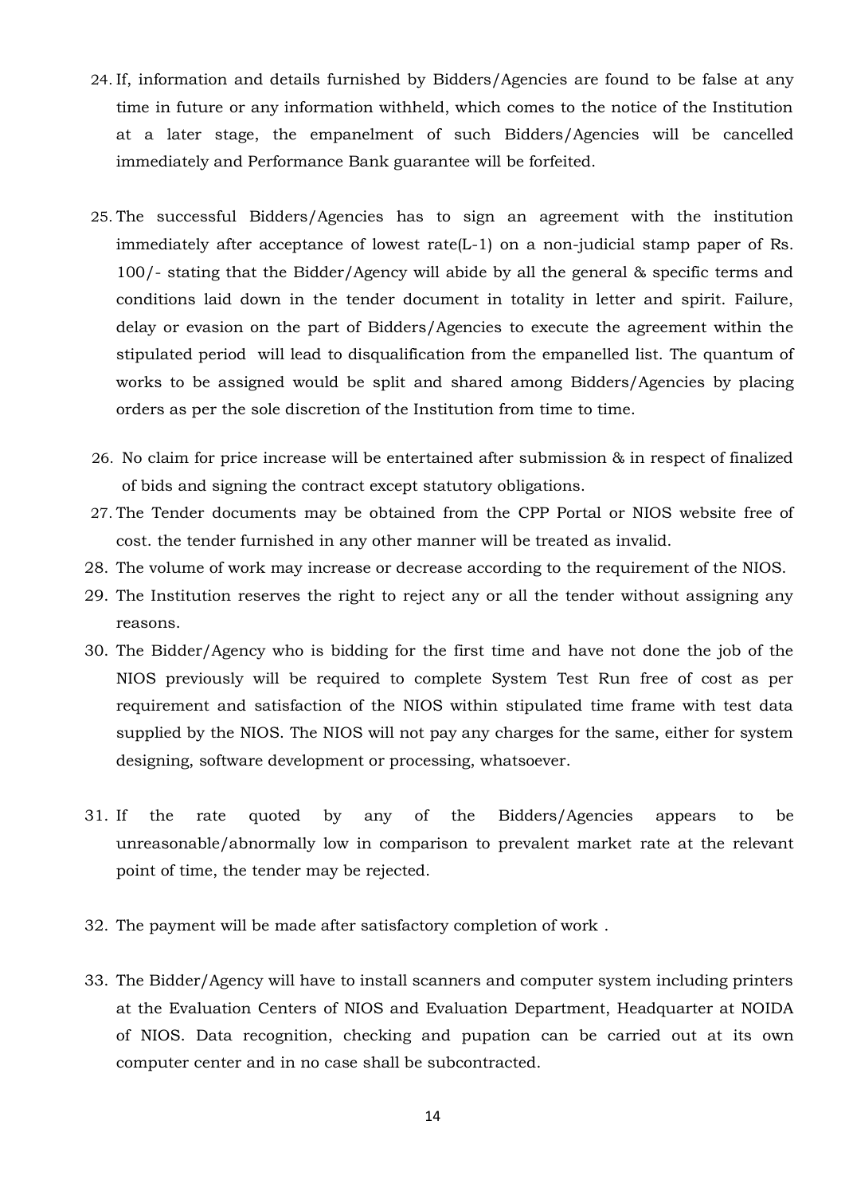24. If, information and details furnished by Bidders/Agencies are found to be false at any time in future or any information withheld, which comes to the notice of the Institution at a later stage, the empanelment of such Bidders/Agencies will be cancelled immediately and Performance Bank guarantee will be forfeited.

25. The successful Bidders/Agencies has to sign an agreement with the institution immediately after acceptance of lowest rate(L-1) on a non-judicial stamp paper of Rs. 100/- stating that the Bidder/Agency will abide by all the general & specific terms and conditions laid down in the tender document in totality in letter and spirit. Failure, delay or evasion on the part of Bidders/Agencies to execute the agreement within the stipulated period will lead to disqualification from the empanelled list. The quantum of works to be assigned would be split and shared among Bidders/Agencies by placing orders as per the sole discretion of the Institution from time to time.

26. No claim for price increase will be entertained after submission & in respect of finalized of bids and signing the contract except statutory obligations.
27. The Tender documents may be obtained from the CPP Portal or NIOS website free of cost. the tender furnished in any other manner will be treated as invalid.
28. The volume of work may increase or decrease according to the requirement of the NIOS.
29. The Institution reserves the right to reject any or all the tender without assigning any reasons.
30. The Bidder/Agency who is bidding for the first time and have not done the job of the NIOS previously will be required to complete System Test Run free of cost as per requirement and satisfaction of the NIOS within stipulated time frame with test data supplied by the NIOS. The NIOS will not pay any charges for the same, either for system designing, software development or processing, whatsoever.

31. If the rate quoted by any of the Bidders/Agencies appears to be unreasonable/abnormally low in comparison to prevalent market rate at the relevant point of time, the tender may be rejected.

32. The payment will be made after satisfactory completion of work .

33. The Bidder/Agency will have to install scanners and computer system including printers at the Evaluation Centers of NIOS and Evaluation Department, Headquarter at NOIDA of NIOS. Data recognition, checking and pupation can be carried out at its own computer center and in no case shall be subcontracted.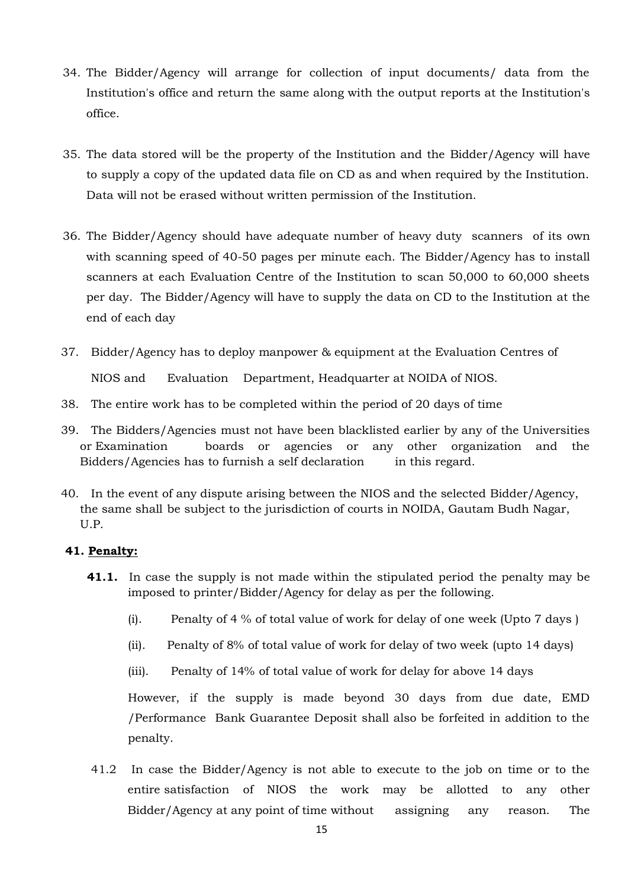34. The Bidder/Agency will arrange for collection of input documents/ data from the Institution's office and return the same along with the output reports at the Institution's office.

35. The data stored will be the property of the Institution and the Bidder/Agency will have to supply a copy of the updated data file on CD as and when required by the Institution. Data will not be erased without written permission of the Institution.

36. The Bidder/Agency should have adequate number of heavy duty scanners of its own with scanning speed of 40-50 pages per minute each. The Bidder/Agency has to install scanners at each Evaluation Centre of the Institution to scan 50,000 to 60,000 sheets per day. The Bidder/Agency will have to supply the data on CD to the Institution at the end of each day

37. Bidder/Agency has to deploy manpower & equipment at the Evaluation Centres of NIOS and Evaluation Department, Headquarter at NOIDA of NIOS.

38. The entire work has to be completed within the period of 20 days of time

39. The Bidders/Agencies must not have been blacklisted earlier by any of the Universities or Examination boards or agencies or any other organization and the Bidders/Agencies has to furnish a self declaration in this regard.

40. In the event of any dispute arising between the NIOS and the selected Bidder/Agency, the same shall be subject to the jurisdiction of courts in NOIDA, Gautam Budh Nagar, U.P.

**41. <u>Penalty:</u>**

**41.1.** In case the supply is not made within the stipulated period the penalty may be imposed to printer/Bidder/Agency for delay as per the following.

(i). Penalty of 4 % of total value of work for delay of one week (Upto 7 days )

(ii). Penalty of 8% of total value of work for delay of two week (upto 14 days)

(iii). Penalty of 14% of total value of work for delay for above 14 days

However, if the supply is made beyond 30 days from due date, EMD /Performance Bank Guarantee Deposit shall also be forfeited in addition to the penalty.

41.2 In case the Bidder/Agency is not able to execute to the job on time or to the entire satisfaction of NIOS the work may be allotted to any other Bidder/Agency at any point of time without assigning any reason. The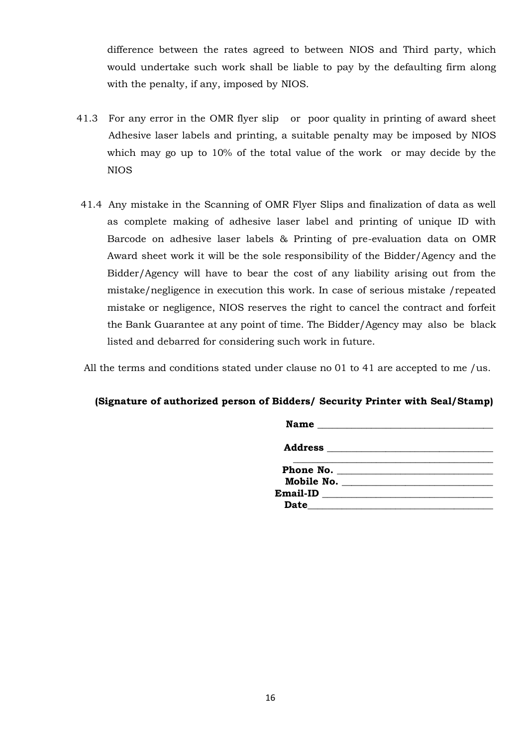difference between the rates agreed to between NIOS and Third party, which would undertake such work shall be liable to pay by the defaulting firm along with the penalty, if any, imposed by NIOS.

41.3 For any error in the OMR flyer slip or poor quality in printing of award sheet Adhesive laser labels and printing, a suitable penalty may be imposed by NIOS which may go up to 10% of the total value of the work or may decide by the NIOS

41.4 Any mistake in the Scanning of OMR Flyer Slips and finalization of data as well as complete making of adhesive laser label and printing of unique ID with Barcode on adhesive laser labels & Printing of pre-evaluation data on OMR Award sheet work it will be the sole responsibility of the Bidder/Agency and the Bidder/Agency will have to bear the cost of any liability arising out from the mistake/negligence in execution this work. In case of serious mistake /repeated mistake or negligence, NIOS reserves the right to cancel the contract and forfeit the Bank Guarantee at any point of time. The Bidder/Agency may also be black listed and debarred for considering such work in future.

All the terms and conditions stated under clause no 01 to 41 are accepted to me /us.

**(Signature of authorized person of Bidders/ Security Printer with Seal/Stamp)**

**Name** ___________________________________

**Address** ________________________________
___________________________________________

**Phone No.** ______________________________

**Mobile No.** _____________________________

**Email-ID** _______________________________

**Date**___________________________________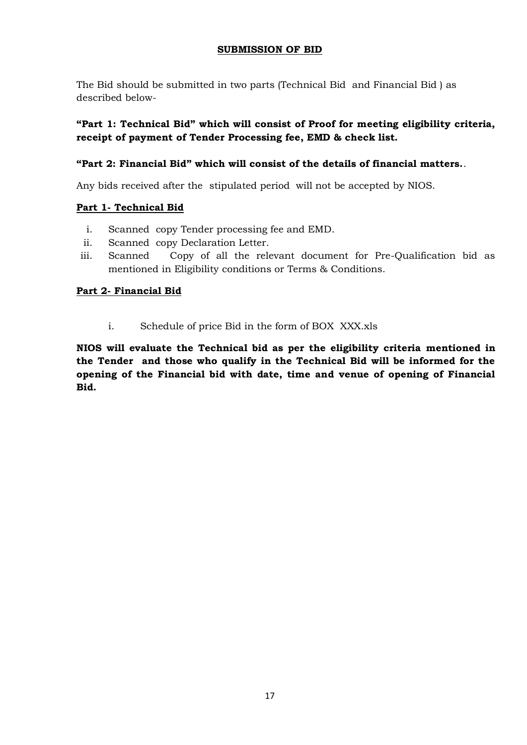## **SUBMISSION OF BID**

The Bid should be submitted in two parts (Technical Bid and Financial Bid ) as described below-

**"Part 1: Technical Bid" which will consist of Proof for meeting eligibility criteria, receipt of payment of Tender Processing fee, EMD & check list.**

**"Part 2: Financial Bid" which will consist of the details of financial matters.**.

Any bids received after the stipulated period will not be accepted by NIOS.

### **Part 1- Technical Bid**

i. Scanned copy Tender processing fee and EMD.
ii. Scanned copy Declaration Letter.
iii. Scanned Copy of all the relevant document for Pre-Qualification bid as mentioned in Eligibility conditions or Terms & Conditions.

### **Part 2- Financial Bid**

i. Schedule of price Bid in the form of BOX XXX.xls

**NIOS will evaluate the Technical bid as per the eligibility criteria mentioned in the Tender and those who qualify in the Technical Bid will be informed for the opening of the Financial bid with date, time and venue of opening of Financial Bid.**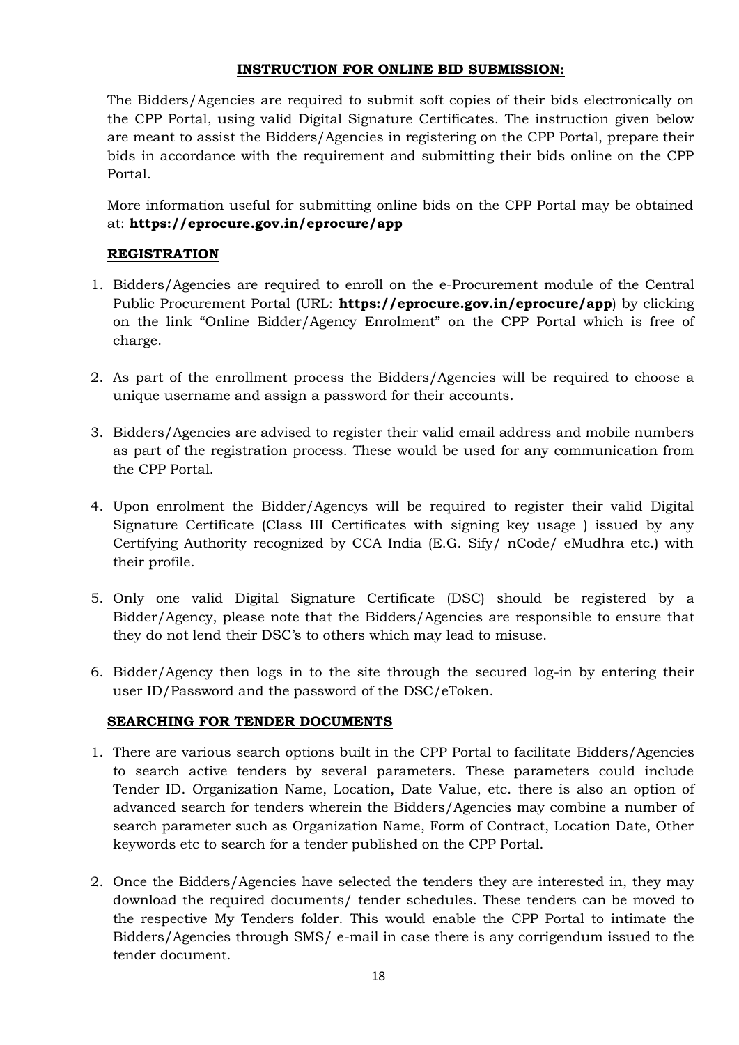## INSTRUCTION FOR ONLINE BID SUBMISSION:

The Bidders/Agencies are required to submit soft copies of their bids electronically on the CPP Portal, using valid Digital Signature Certificates. The instruction given below are meant to assist the Bidders/Agencies in registering on the CPP Portal, prepare their bids in accordance with the requirement and submitting their bids online on the CPP Portal.

More information useful for submitting online bids on the CPP Portal may be obtained at: **https://eprocure.gov.in/eprocure/app**

### REGISTRATION

1. Bidders/Agencies are required to enroll on the e-Procurement module of the Central Public Procurement Portal (URL: **https://eprocure.gov.in/eprocure/app**) by clicking on the link "Online Bidder/Agency Enrolment" on the CPP Portal which is free of charge.

2. As part of the enrollment process the Bidders/Agencies will be required to choose a unique username and assign a password for their accounts.

3. Bidders/Agencies are advised to register their valid email address and mobile numbers as part of the registration process. These would be used for any communication from the CPP Portal.

4. Upon enrolment the Bidder/Agencys will be required to register their valid Digital Signature Certificate (Class III Certificates with signing key usage ) issued by any Certifying Authority recognized by CCA India (E.G. Sify/ nCode/ eMudhra etc.) with their profile.

5. Only one valid Digital Signature Certificate (DSC) should be registered by a Bidder/Agency, please note that the Bidders/Agencies are responsible to ensure that they do not lend their DSC's to others which may lead to misuse.

6. Bidder/Agency then logs in to the site through the secured log-in by entering their user ID/Password and the password of the DSC/eToken.

### SEARCHING FOR TENDER DOCUMENTS

1. There are various search options built in the CPP Portal to facilitate Bidders/Agencies to search active tenders by several parameters. These parameters could include Tender ID. Organization Name, Location, Date Value, etc. there is also an option of advanced search for tenders wherein the Bidders/Agencies may combine a number of search parameter such as Organization Name, Form of Contract, Location Date, Other keywords etc to search for a tender published on the CPP Portal.

2. Once the Bidders/Agencies have selected the tenders they are interested in, they may download the required documents/ tender schedules. These tenders can be moved to the respective My Tenders folder. This would enable the CPP Portal to intimate the Bidders/Agencies through SMS/ e-mail in case there is any corrigendum issued to the tender document.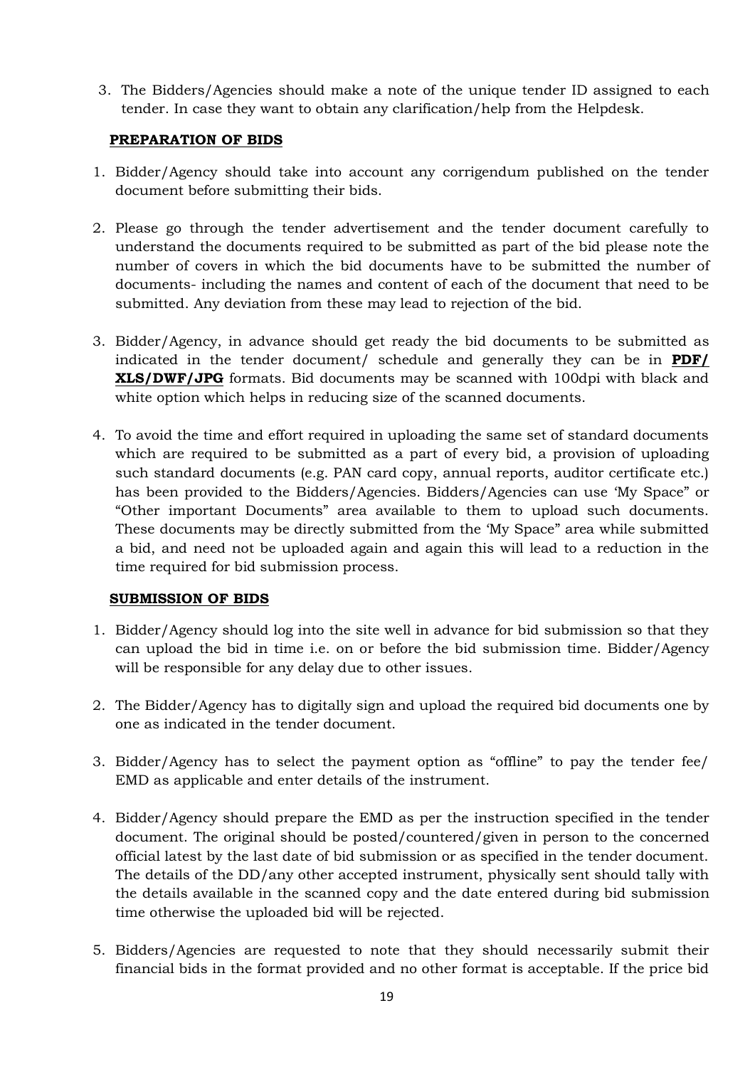3. The Bidders/Agencies should make a note of the unique tender ID assigned to each tender. In case they want to obtain any clarification/help from the Helpdesk.

**PREPARATION OF BIDS**

1. Bidder/Agency should take into account any corrigendum published on the tender document before submitting their bids.

2. Please go through the tender advertisement and the tender document carefully to understand the documents required to be submitted as part of the bid please note the number of covers in which the bid documents have to be submitted the number of documents- including the names and content of each of the document that need to be submitted. Any deviation from these may lead to rejection of the bid.

3. Bidder/Agency, in advance should get ready the bid documents to be submitted as indicated in the tender document/ schedule and generally they can be in **PDF/ XLS/DWF/JPG** formats. Bid documents may be scanned with 100dpi with black and white option which helps in reducing size of the scanned documents.

4. To avoid the time and effort required in uploading the same set of standard documents which are required to be submitted as a part of every bid, a provision of uploading such standard documents (e.g. PAN card copy, annual reports, auditor certificate etc.) has been provided to the Bidders/Agencies. Bidders/Agencies can use 'My Space" or "Other important Documents" area available to them to upload such documents. These documents may be directly submitted from the 'My Space" area while submitted a bid, and need not be uploaded again and again this will lead to a reduction in the time required for bid submission process.

**SUBMISSION OF BIDS**

1. Bidder/Agency should log into the site well in advance for bid submission so that they can upload the bid in time i.e. on or before the bid submission time. Bidder/Agency will be responsible for any delay due to other issues.

2. The Bidder/Agency has to digitally sign and upload the required bid documents one by one as indicated in the tender document.

3. Bidder/Agency has to select the payment option as "offline" to pay the tender fee/ EMD as applicable and enter details of the instrument.

4. Bidder/Agency should prepare the EMD as per the instruction specified in the tender document. The original should be posted/countered/given in person to the concerned official latest by the last date of bid submission or as specified in the tender document. The details of the DD/any other accepted instrument, physically sent should tally with the details available in the scanned copy and the date entered during bid submission time otherwise the uploaded bid will be rejected.

5. Bidders/Agencies are requested to note that they should necessarily submit their financial bids in the format provided and no other format is acceptable. If the price bid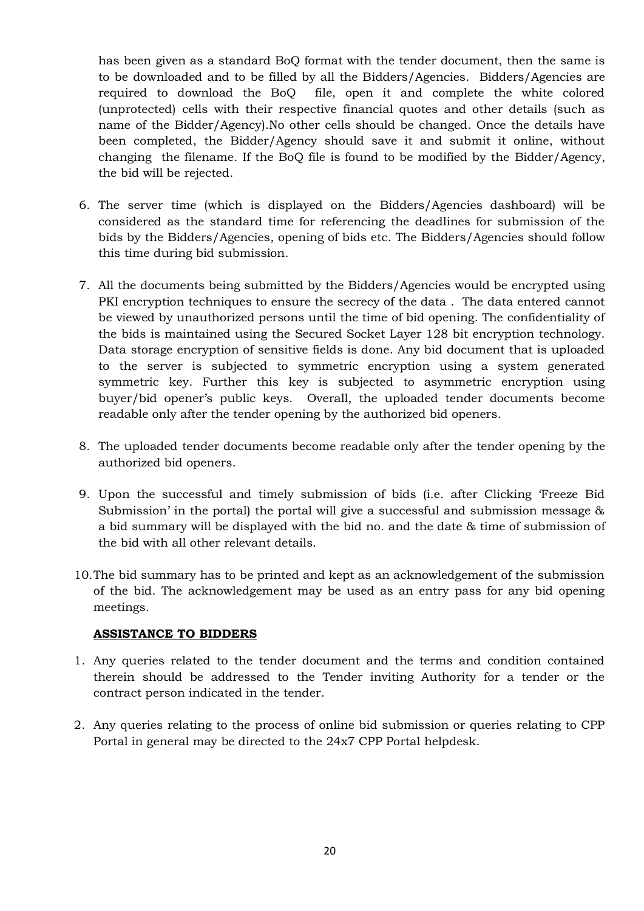has been given as a standard BoQ format with the tender document, then the same is to be downloaded and to be filled by all the Bidders/Agencies. Bidders/Agencies are required to download the BoQ file, open it and complete the white colored (unprotected) cells with their respective financial quotes and other details (such as name of the Bidder/Agency).No other cells should be changed. Once the details have been completed, the Bidder/Agency should save it and submit it online, without changing the filename. If the BoQ file is found to be modified by the Bidder/Agency, the bid will be rejected.

6. The server time (which is displayed on the Bidders/Agencies dashboard) will be considered as the standard time for referencing the deadlines for submission of the bids by the Bidders/Agencies, opening of bids etc. The Bidders/Agencies should follow this time during bid submission.

7. All the documents being submitted by the Bidders/Agencies would be encrypted using PKI encryption techniques to ensure the secrecy of the data . The data entered cannot be viewed by unauthorized persons until the time of bid opening. The confidentiality of the bids is maintained using the Secured Socket Layer 128 bit encryption technology. Data storage encryption of sensitive fields is done. Any bid document that is uploaded to the server is subjected to symmetric encryption using a system generated symmetric key. Further this key is subjected to asymmetric encryption using buyer/bid opener's public keys. Overall, the uploaded tender documents become readable only after the tender opening by the authorized bid openers.

8. The uploaded tender documents become readable only after the tender opening by the authorized bid openers.

9. Upon the successful and timely submission of bids (i.e. after Clicking 'Freeze Bid Submission' in the portal) the portal will give a successful and submission message & a bid summary will be displayed with the bid no. and the date & time of submission of the bid with all other relevant details.

10. The bid summary has to be printed and kept as an acknowledgement of the submission of the bid. The acknowledgement may be used as an entry pass for any bid opening meetings.

**ASSISTANCE TO BIDDERS**

1. Any queries related to the tender document and the terms and condition contained therein should be addressed to the Tender inviting Authority for a tender or the contract person indicated in the tender.

2. Any queries relating to the process of online bid submission or queries relating to CPP Portal in general may be directed to the 24x7 CPP Portal helpdesk.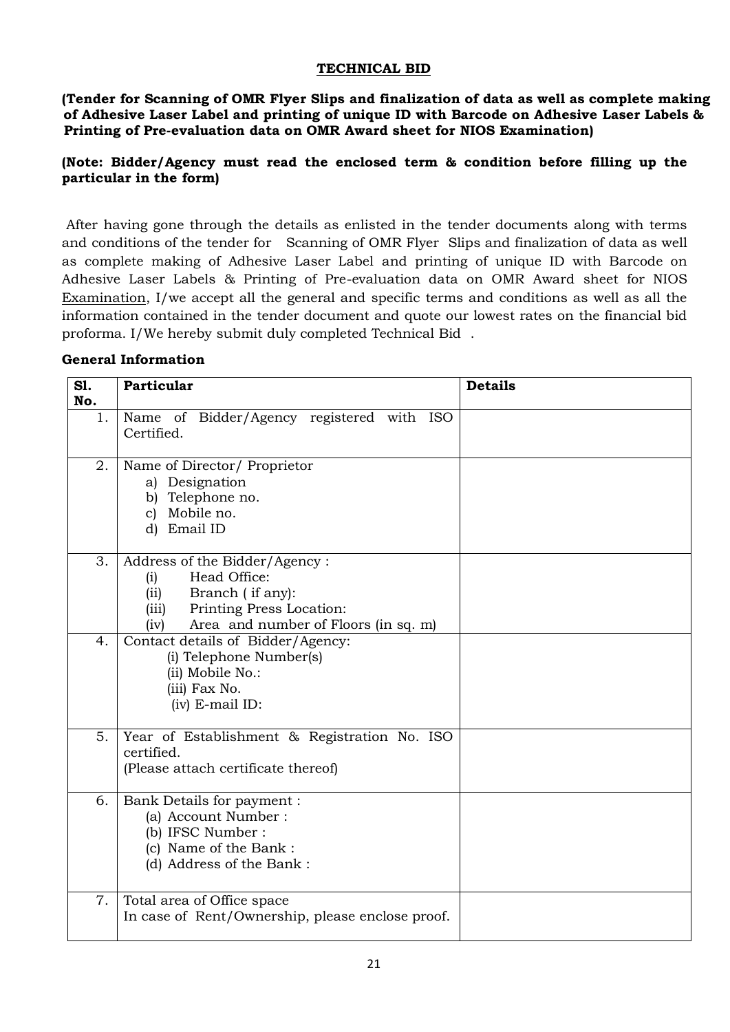## TECHNICAL BID

**(Tender for Scanning of OMR Flyer Slips and finalization of data as well as complete making of Adhesive Laser Label and printing of unique ID with Barcode on Adhesive Laser Labels & Printing of Pre-evaluation data on OMR Award sheet for NIOS Examination)**

**(Note: Bidder/Agency must read the enclosed term & condition before filling up the particular in the form)**

After having gone through the details as enlisted in the tender documents along with terms and conditions of the tender for Scanning of OMR Flyer Slips and finalization of data as well as complete making of Adhesive Laser Label and printing of unique ID with Barcode on Adhesive Laser Labels & Printing of Pre-evaluation data on OMR Award sheet for NIOS Examination, I/we accept all the general and specific terms and conditions as well as all the information contained in the tender document and quote our lowest rates on the financial bid proforma. I/We hereby submit duly completed Technical Bid .

**General Information**

| Sl. No. | Particular | Details |
|---|---|---|
| 1. | Name of Bidder/Agency registered with ISO Certified. | |
| 2. | Name of Director/ Proprietor<br>a) Designation<br>b) Telephone no.<br>c) Mobile no.<br>d) Email ID | |
| 3. | Address of the Bidder/Agency :<br>(i) Head Office:<br>(ii) Branch ( if any):<br>(iii) Printing Press Location:<br>(iv) Area and number of Floors (in sq. m) | |
| 4. | Contact details of Bidder/Agency:<br>(i) Telephone Number(s)<br>(ii) Mobile No.:<br>(iii) Fax No.<br>(iv) E-mail ID: | |
| 5. | Year of Establishment & Registration No. ISO certified.<br>(Please attach certificate thereof) | |
| 6. | Bank Details for payment :<br>(a) Account Number :<br>(b) IFSC Number :<br>(c) Name of the Bank :<br>(d) Address of the Bank : | |
| 7. | Total area of Office space<br>In case of Rent/Ownership, please enclose proof. | |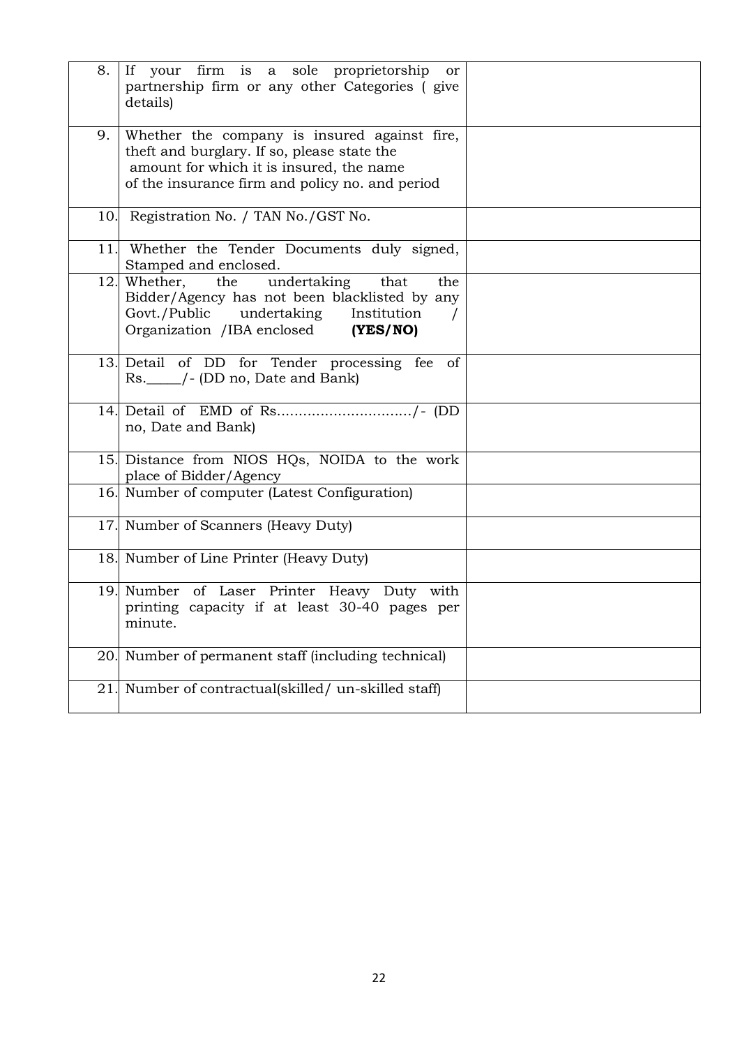| | | |
|---|---|---|
| 8. | If your firm is a sole proprietorship or partnership firm or any other Categories ( give details) | |
| 9. | Whether the company is insured against fire, theft and burglary. If so, please state the amount for which it is insured, the name of the insurance firm and policy no. and period | |
| 10. | Registration No. / TAN No./GST No. | |
| 11. | Whether the Tender Documents duly signed, Stamped and enclosed. | |
| 12. | Whether, the undertaking that the Bidder/Agency has not been blacklisted by any Govt./Public undertaking Institution / Organization /IBA enclosed **(YES/NO)** | |
| 13. | Detail of DD for Tender processing fee of Rs._____/- (DD no, Date and Bank) | |
| 14. | Detail of EMD of Rs................................/- (DD no, Date and Bank) | |
| 15. | Distance from NIOS HQs, NOIDA to the work place of Bidder/Agency | |
| 16. | Number of computer (Latest Configuration) | |
| 17. | Number of Scanners (Heavy Duty) | |
| 18. | Number of Line Printer (Heavy Duty) | |
| 19. | Number of Laser Printer Heavy Duty with printing capacity if at least 30-40 pages per minute. | |
| 20. | Number of permanent staff (including technical) | |
| 21. | Number of contractual(skilled/ un-skilled staff) | |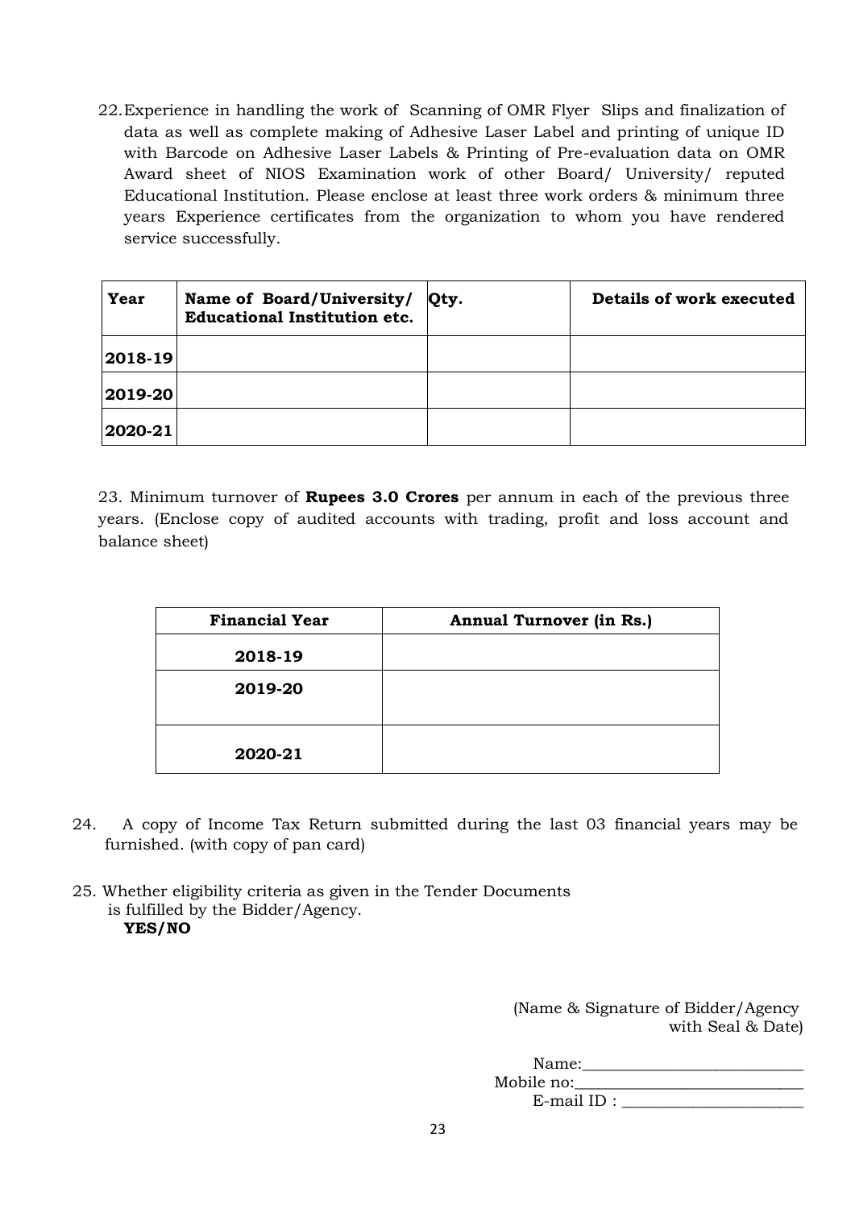22. Experience in handling the work of Scanning of OMR Flyer Slips and finalization of data as well as complete making of Adhesive Laser Label and printing of unique ID with Barcode on Adhesive Laser Labels & Printing of Pre-evaluation data on OMR Award sheet of NIOS Examination work of other Board/ University/ reputed Educational Institution. Please enclose at least three work orders & minimum three years Experience certificates from the organization to whom you have rendered service successfully.

| **Year** | **Name of Board/University/ Educational Institution etc.** | **Qty.** | **Details of work executed** |
|---|---|---|---|
| **2018-19** | | | |
| **2019-20** | | | |
| **2020-21** | | | |

23. Minimum turnover of **Rupees 3.0 Crores** per annum in each of the previous three years. (Enclose copy of audited accounts with trading, profit and loss account and balance sheet)

| **Financial Year** | **Annual Turnover (in Rs.)** |
|---|---|
| **2018-19** | |
| **2019-20** | |
| **2020-21** | |

24. A copy of Income Tax Return submitted during the last 03 financial years may be furnished. (with copy of pan card)

25. Whether eligibility criteria as given in the Tender Documents is fulfilled by the Bidder/Agency.
**YES/NO**

(Name & Signature of Bidder/Agency with Seal & Date)

Name:___________________________

Mobile no:___________________________

E-mail ID : ______________________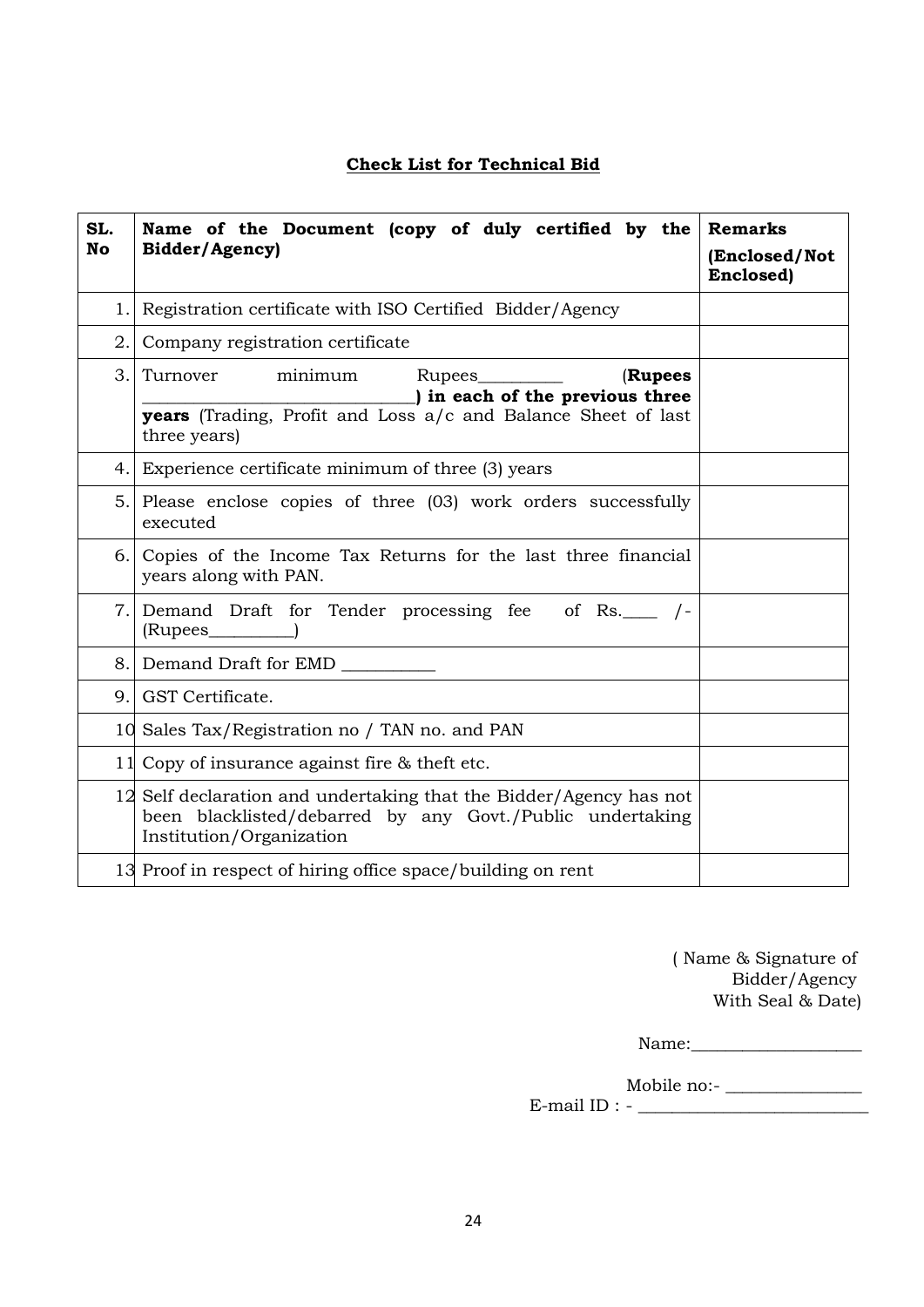## Check List for Technical Bid

| SL. No | Name of the Document (copy of duly certified by the Bidder/Agency) | Remarks (Enclosed/Not Enclosed) |
|---|---|---|
| 1. | Registration certificate with ISO Certified Bidder/Agency | |
| 2. | Company registration certificate | |
| 3. | Turnover minimum Rupees__________ (**Rupees ______________________________) in each of the previous three years** (Trading, Profit and Loss a/c and Balance Sheet of last three years) | |
| 4. | Experience certificate minimum of three (3) years | |
| 5. | Please enclose copies of three (03) work orders successfully executed | |
| 6. | Copies of the Income Tax Returns for the last three financial years along with PAN. | |
| 7. | Demand Draft for Tender processing fee of Rs.____ /- (Rupees__________) | |
| 8. | Demand Draft for EMD ___________ | |
| 9. | GST Certificate. | |
| 10 | Sales Tax/Registration no / TAN no. and PAN | |
| 11 | Copy of insurance against fire & theft etc. | |
| 12 | Self declaration and undertaking that the Bidder/Agency has not been blacklisted/debarred by any Govt./Public undertaking Institution/Organization | |
| 13 | Proof in respect of hiring office space/building on rent | |

( Name & Signature of Bidder/Agency With Seal & Date)

Name:____________________

Mobile no:- ________________

E-mail ID : - ___________________________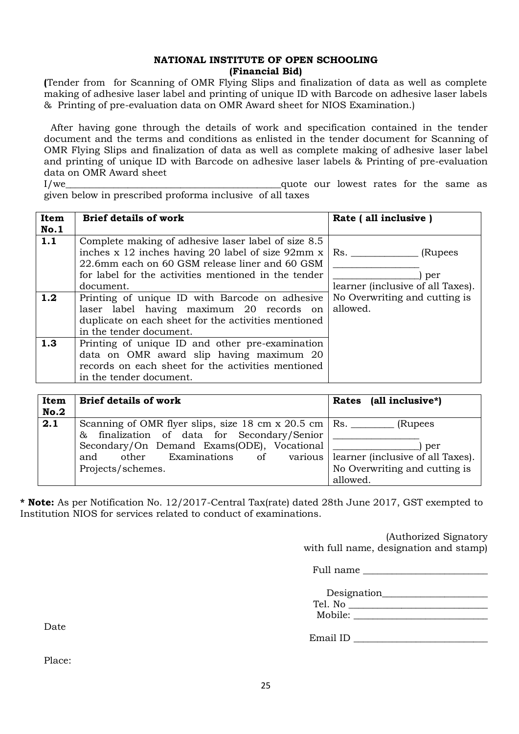**NATIONAL INSTITUTE OF OPEN SCHOOLING**
**(Financial Bid)**

**(**Tender from for Scanning of OMR Flying Slips and finalization of data as well as complete making of adhesive laser label and printing of unique ID with Barcode on adhesive laser labels & Printing of pre-evaluation data on OMR Award sheet for NIOS Examination.)

After having gone through the details of work and specification contained in the tender document and the terms and conditions as enlisted in the tender document for Scanning of OMR Flying Slips and finalization of data as well as complete making of adhesive laser label and printing of unique ID with Barcode on adhesive laser labels & Printing of pre-evaluation data on OMR Award sheet

I/we_____________________________________________quote our lowest rates for the same as given below in prescribed proforma inclusive of all taxes

| Item No.1 | Brief details of work | Rate ( all inclusive ) |
|---|---|---|
| **1.1** | Complete making of adhesive laser label of size 8.5 inches x 12 inches having 20 label of size 92mm x 22.6mm each on 60 GSM release liner and 60 GSM for label for the activities mentioned in the tender document. | Rs. _____________ (Rupees _________________ _________________) per learner (inclusive of all Taxes). No Overwriting and cutting is allowed. |
| **1.2** | Printing of unique ID with Barcode on adhesive laser label having maximum 20 records on duplicate on each sheet for the activities mentioned in the tender document. | |
| **1.3** | Printing of unique ID and other pre-examination data on OMR award slip having maximum 20 records on each sheet for the activities mentioned in the tender document. | |

| Item No.2 | Brief details of work | Rates (all inclusive*) |
|---|---|---|
| **2.1** | Scanning of OMR flyer slips, size 18 cm x 20.5 cm & finalization of data for Secondary/Senior Secondary/On Demand Exams(ODE), Vocational and other Examinations of various Projects/schemes. | Rs. ________ (Rupees _________________ _________________) per learner (inclusive of all Taxes). No Overwriting and cutting is allowed. |

*** Note:** As per Notification No. 12/2017-Central Tax(rate) dated 28th June 2017, GST exempted to Institution NIOS for services related to conduct of examinations.

(Authorized Signatory
with full name, designation and stamp)

Full name _________________________

Designation_____________________

Tel. No ____________________________

Mobile: ___________________________

Date

Email ID ___________________________

Place: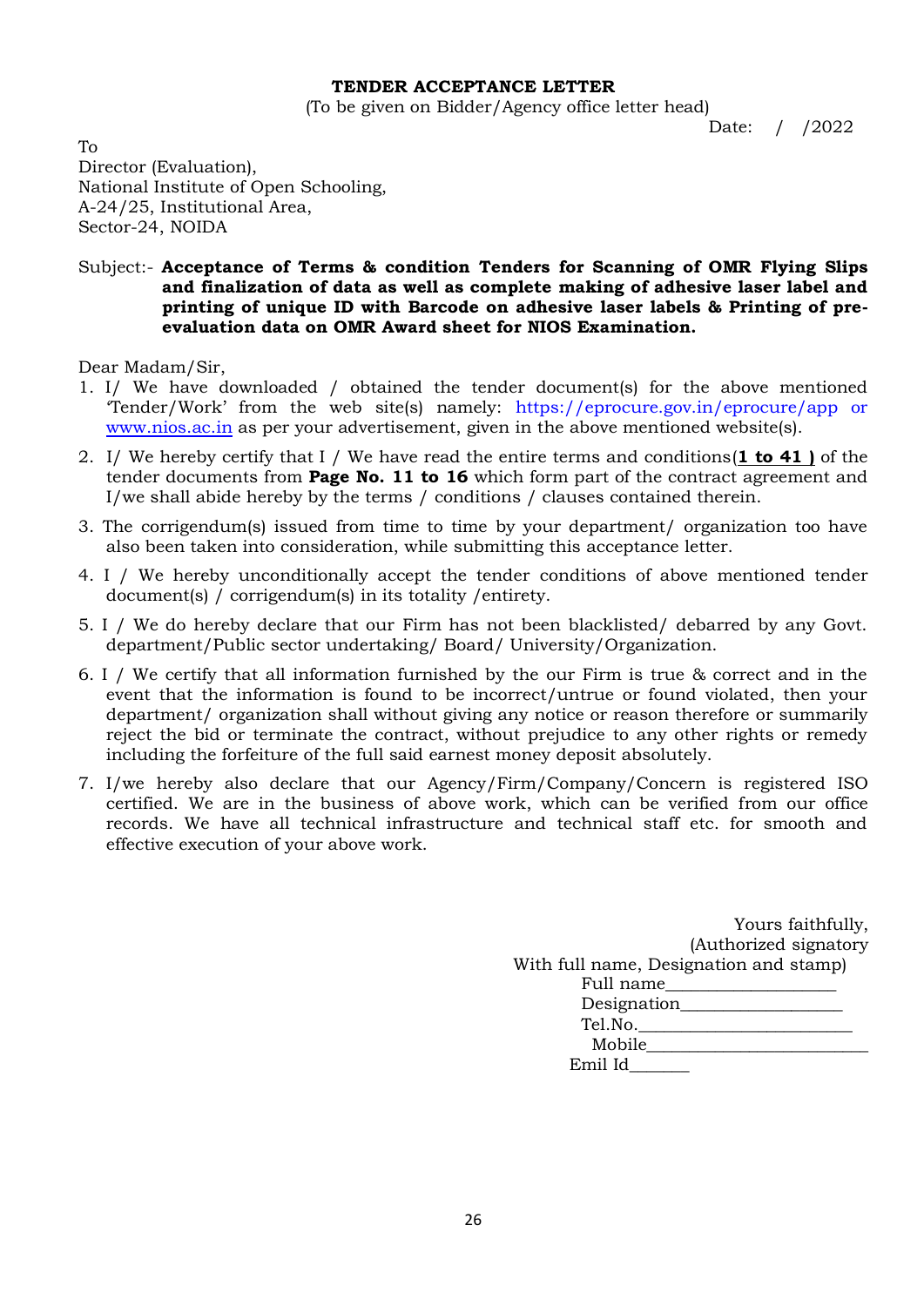**TENDER ACCEPTANCE LETTER**

(To be given on Bidder/Agency office letter head)

Date: / /2022

To
Director (Evaluation),
National Institute of Open Schooling,
A-24/25, Institutional Area,
Sector-24, NOIDA

Subject:- **Acceptance of Terms & condition Tenders for Scanning of OMR Flying Slips and finalization of data as well as complete making of adhesive laser label and printing of unique ID with Barcode on adhesive laser labels & Printing of pre-evaluation data on OMR Award sheet for NIOS Examination.**

Dear Madam/Sir,

1. I/ We have downloaded / obtained the tender document(s) for the above mentioned 'Tender/Work' from the web site(s) namely: https://eprocure.gov.in/eprocure/app or www.nios.ac.in as per your advertisement, given in the above mentioned website(s).
2. I/ We hereby certify that I / We have read the entire terms and conditions(**1 to 41 )** of the tender documents from **Page No. 11 to 16** which form part of the contract agreement and I/we shall abide hereby by the terms / conditions / clauses contained therein.
3. The corrigendum(s) issued from time to time by your department/ organization too have also been taken into consideration, while submitting this acceptance letter.
4. I / We hereby unconditionally accept the tender conditions of above mentioned tender document(s) / corrigendum(s) in its totality /entirety.
5. I / We do hereby declare that our Firm has not been blacklisted/ debarred by any Govt. department/Public sector undertaking/ Board/ University/Organization.
6. I / We certify that all information furnished by the our Firm is true & correct and in the event that the information is found to be incorrect/untrue or found violated, then your department/ organization shall without giving any notice or reason therefore or summarily reject the bid or terminate the contract, without prejudice to any other rights or remedy including the forfeiture of the full said earnest money deposit absolutely.
7. I/we hereby also declare that our Agency/Firm/Company/Concern is registered ISO certified. We are in the business of above work, which can be verified from our office records. We have all technical infrastructure and technical staff etc. for smooth and effective execution of your above work.

Yours faithfully,
(Authorized signatory
With full name, Designation and stamp)

Full name___________________

Designation__________________

Tel.No.________________________

Mobile_________________________

Emil Id_______